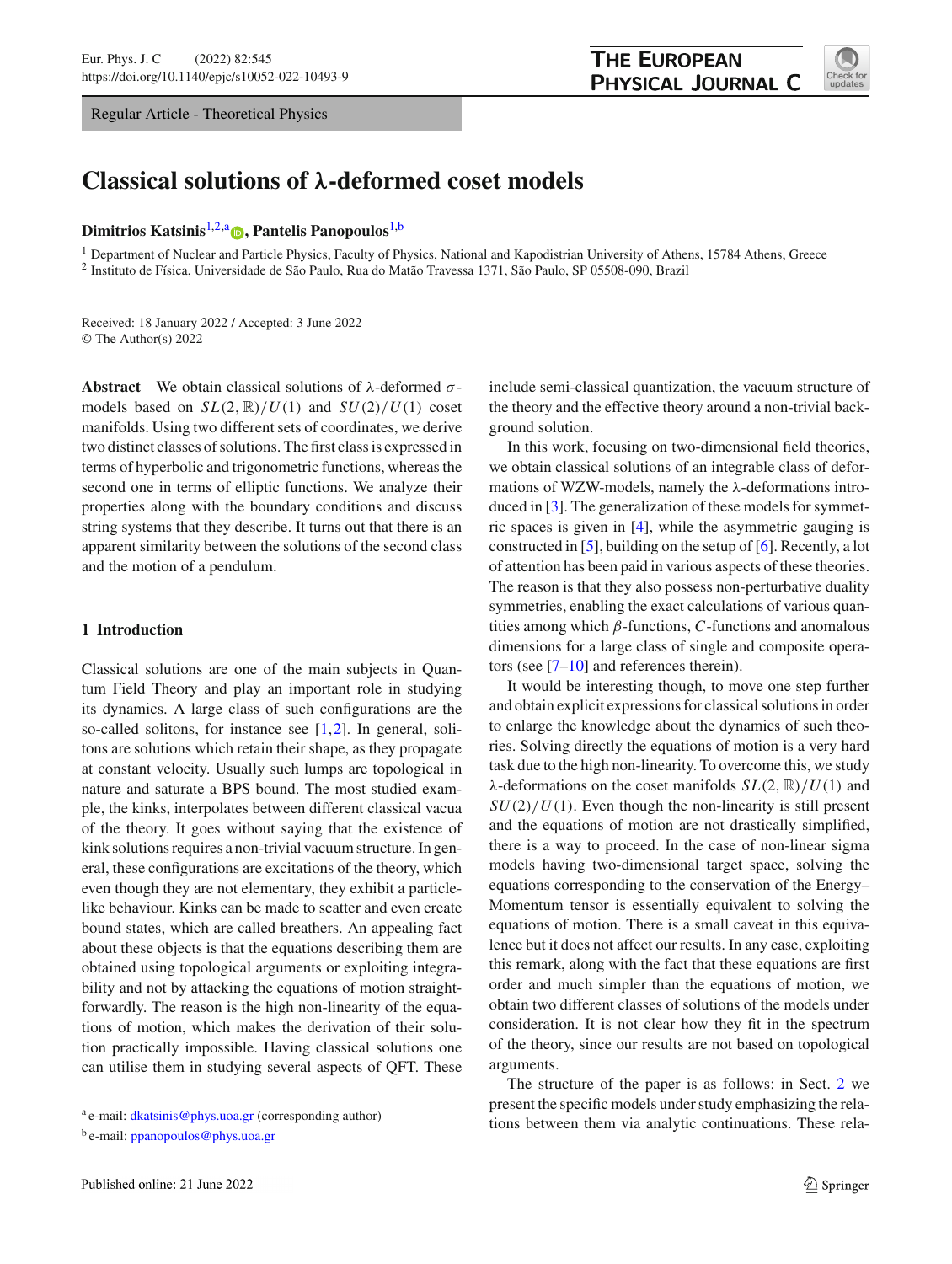Regular Article - Theoretical Physics

# Classical solutions of λ-deformed coset models

**Dimitrios Katsinis**[1,2,a], **Pantelis Panopoulos**[1,b]

[1] Department of Nuclear and Particle Physics, Faculty of Physics, National and Kapodistrian University of Athens, 15784 Athens, Greece
[2] Instituto de Física, Universidade de São Paulo, Rua do Matão Travessa 1371, São Paulo, SP 05508-090, Brazil

Received: 18 January 2022 / Accepted: 3 June 2022
© The Author(s) 2022

**Abstract** We obtain classical solutions of λ-deformed σ-models based on $SL(2,\mathbb{R})/U(1)$ and $SU(2)/U(1)$ coset manifolds. Using two different sets of coordinates, we derive two distinct classes of solutions. The first class is expressed in terms of hyperbolic and trigonometric functions, whereas the second one in terms of elliptic functions. We analyze their properties along with the boundary conditions and discuss string systems that they describe. It turns out that there is an apparent similarity between the solutions of the second class and the motion of a pendulum.

## 1 Introduction

Classical solutions are one of the main subjects in Quantum Field Theory and play an important role in studying its dynamics. A large class of such configurations are the so-called solitons, for instance see [1,2]. In general, solitons are solutions which retain their shape, as they propagate at constant velocity. Usually such lumps are topological in nature and saturate a BPS bound. The most studied example, the kinks, interpolates between different classical vacua of the theory. It goes without saying that the existence of kink solutions requires a non-trivial vacuum structure. In general, these configurations are excitations of the theory, which even though they are not elementary, they exhibit a particle-like behaviour. Kinks can be made to scatter and even create bound states, which are called breathers. An appealing fact about these objects is that the equations describing them are obtained using topological arguments or exploiting integrability and not by attacking the equations of motion straightforwardly. The reason is the high non-linearity of the equations of motion, which makes the derivation of their solution practically impossible. Having classical solutions one can utilise them in studying several aspects of QFT. These include semi-classical quantization, the vacuum structure of the theory and the effective theory around a non-trivial background solution.

In this work, focusing on two-dimensional field theories, we obtain classical solutions of an integrable class of deformations of WZW-models, namely the λ-deformations introduced in [3]. The generalization of these models for symmetric spaces is given in [4], while the asymmetric gauging is constructed in [5], building on the setup of [6]. Recently, a lot of attention has been paid in various aspects of these theories. The reason is that they also possess non-perturbative duality symmetries, enabling the exact calculations of various quantities among which β-functions, $C$-functions and anomalous dimensions for a large class of single and composite operators (see [7–10] and references therein).

It would be interesting though, to move one step further and obtain explicit expressions for classical solutions in order to enlarge the knowledge about the dynamics of such theories. Solving directly the equations of motion is a very hard task due to the high non-linearity. To overcome this, we study λ-deformations on the coset manifolds $SL(2,\mathbb{R})/U(1)$ and $SU(2)/U(1)$. Even though the non-linearity is still present and the equations of motion are not drastically simplified, there is a way to proceed. In the case of non-linear sigma models having two-dimensional target space, solving the equations corresponding to the conservation of the Energy–Momentum tensor is essentially equivalent to solving the equations of motion. There is a small caveat in this equivalence but it does not affect our results. In any case, exploiting this remark, along with the fact that these equations are first order and much simpler than the equations of motion, we obtain two different classes of solutions of the models under consideration. It is not clear how they fit in the spectrum of the theory, since our results are not based on topological arguments.

The structure of the paper is as follows: in Sect. 2 we present the specific models under study emphasizing the relations between them via analytic continuations. These rela-

---

[a] e-mail: dkatsinis@phys.uoa.gr (corresponding author)
[b] e-mail: ppanopoulos@phys.uoa.gr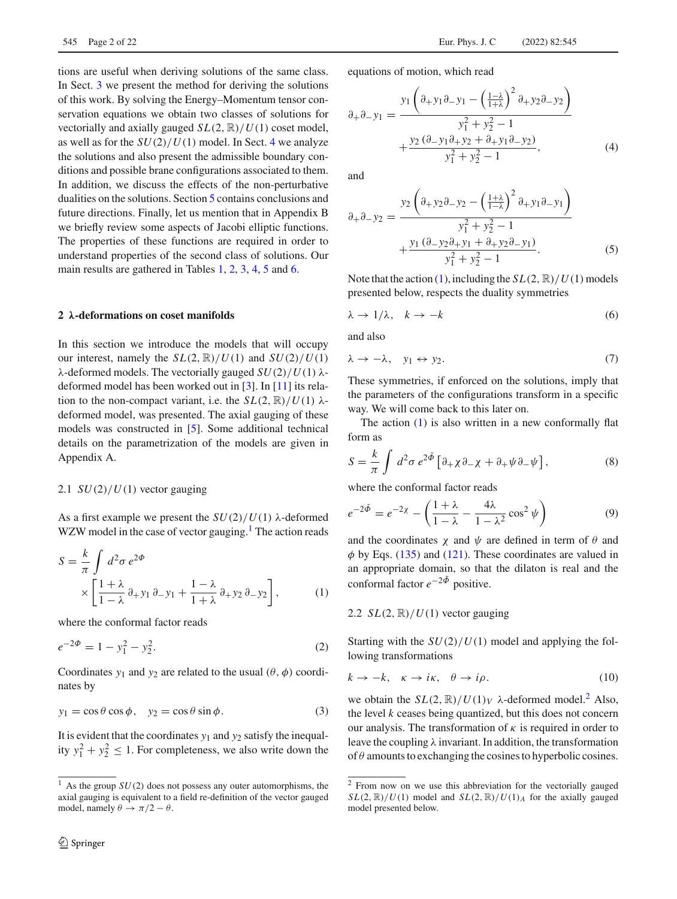tions are useful when deriving solutions of the same class. In Sect. 3 we present the method for deriving the solutions of this work. By solving the Energy–Momentum tensor conservation equations we obtain two classes of solutions for vectorially and axially gauged $SL(2,\mathbb{R})/U(1)$ coset model, as well as for the $SU(2)/U(1)$ model. In Sect. 4 we analyze the solutions and also present the admissible boundary conditions and possible brane configurations associated to them. In addition, we discuss the effects of the non-perturbative dualities on the solutions. Section 5 contains conclusions and future directions. Finally, let us mention that in Appendix B we briefly review some aspects of Jacobi elliptic functions. The properties of these functions are required in order to understand properties of the second class of solutions. Our main results are gathered in Tables 1, 2, 3, 4, 5 and 6.

## 2 λ-deformations on coset manifolds

In this section we introduce the models that will occupy our interest, namely the $SL(2,\mathbb{R})/U(1)$ and $SU(2)/U(1)$ λ-deformed models. The vectorially gauged $SU(2)/U(1)$ λ-deformed model has been worked out in [3]. In [11] its relation to the non-compact variant, i.e. the $SL(2,\mathbb{R})/U(1)$ λ-deformed model, was presented. The axial gauging of these models was constructed in [5]. Some additional technical details on the parametrization of the models are given in Appendix A.

### 2.1 $SU(2)/U(1)$ vector gauging

As a first example we present the $SU(2)/U(1)$ λ-deformed WZW model in the case of vector gauging.[1] The action reads

$$S = \frac{k}{\pi}\int d^2\sigma\, e^{2\Phi} \times \left[\frac{1+\lambda}{1-\lambda}\,\partial_+ y_1\,\partial_- y_1 + \frac{1-\lambda}{1+\lambda}\,\partial_+ y_2\,\partial_- y_2\right], \tag{1}$$

where the conformal factor reads

$$e^{-2\Phi} = 1 - y_1^2 - y_2^2. \tag{2}$$

Coordinates $y_1$ and $y_2$ are related to the usual $(\theta,\phi)$ coordinates by

$$y_1 = \cos\theta\cos\phi, \quad y_2 = \cos\theta\sin\phi. \tag{3}$$

It is evident that the coordinates $y_1$ and $y_2$ satisfy the inequality $y_1^2 + y_2^2 \leq 1$. For completeness, we also write down the equations of motion, which read

$$\partial_+\partial_- y_1 = \frac{y_1\left(\partial_+ y_1 \partial_- y_1 - \left(\frac{1-\lambda}{1+\lambda}\right)^2 \partial_+ y_2 \partial_- y_2\right)}{y_1^2 + y_2^2 - 1} + \frac{y_2\left(\partial_- y_1 \partial_+ y_2 + \partial_+ y_1 \partial_- y_2\right)}{y_1^2 + y_2^2 - 1}, \tag{4}$$

and

$$\partial_+\partial_- y_2 = \frac{y_2\left(\partial_+ y_2 \partial_- y_2 - \left(\frac{1+\lambda}{1-\lambda}\right)^2 \partial_+ y_1 \partial_- y_1\right)}{y_1^2 + y_2^2 - 1} + \frac{y_1\left(\partial_- y_2 \partial_+ y_1 + \partial_+ y_2 \partial_- y_1\right)}{y_1^2 + y_2^2 - 1}. \tag{5}$$

Note that the action (1), including the $SL(2,\mathbb{R})/U(1)$ models presented below, respects the duality symmetries

$$\lambda \to 1/\lambda, \quad k \to -k \tag{6}$$

and also

$$\lambda \to -\lambda, \quad y_1 \leftrightarrow y_2. \tag{7}$$

These symmetries, if enforced on the solutions, imply that the parameters of the configurations transform in a specific way. We will come back to this later on.

The action (1) is also written in a new conformally flat form as

$$S = \frac{k}{\pi}\int d^2\sigma\, e^{2\tilde{\Phi}}\left[\partial_+\chi\,\partial_-\chi + \partial_+\psi\,\partial_-\psi\right], \tag{8}$$

where the conformal factor reads

$$e^{-2\tilde{\Phi}} = e^{-2\chi} - \left(\frac{1+\lambda}{1-\lambda} - \frac{4\lambda}{1-\lambda^2}\cos^2\psi\right) \tag{9}$$

and the coordinates $\chi$ and $\psi$ are defined in term of $\theta$ and $\phi$ by Eqs. (135) and (121). These coordinates are valued in an appropriate domain, so that the dilaton is real and the conformal factor $e^{-2\tilde{\Phi}}$ positive.

### 2.2 $SL(2,\mathbb{R})/U(1)$ vector gauging

Starting with the $SU(2)/U(1)$ model and applying the following transformations

$$k \to -k, \quad \kappa \to i\kappa, \quad \theta \to i\rho. \tag{10}$$

we obtain the $SL(2,\mathbb{R})/U(1)_V$ λ-deformed model.[2] Also, the level $k$ ceases being quantized, but this does not concern our analysis. The transformation of $\kappa$ is required in order to leave the coupling λ invariant. In addition, the transformation of $\theta$ amounts to exchanging the cosines to hyperbolic cosines.

[1] As the group $SU(2)$ does not possess any outer automorphisms, the axial gauging is equivalent to a field re-definition of the vector gauged model, namely $\theta \to \pi/2 - \theta$.

[2] From now on we use this abbreviation for the vectorially gauged $SL(2,\mathbb{R})/U(1)$ model and $SL(2,\mathbb{R})/U(1)_A$ for the axially gauged model presented below.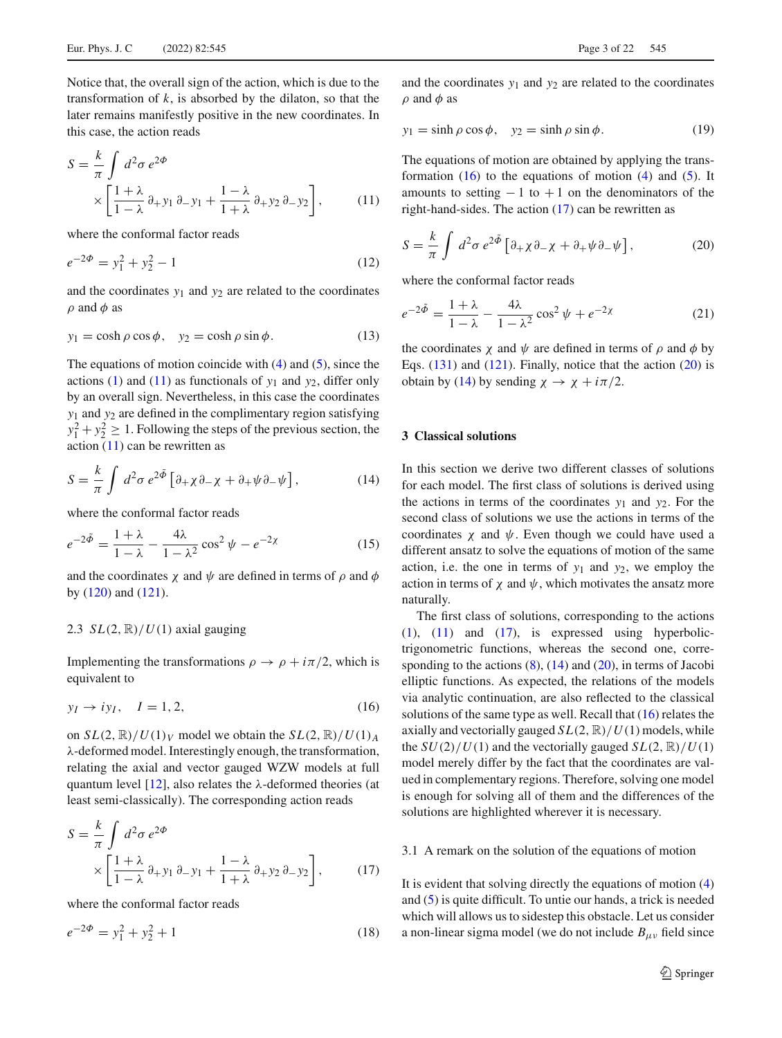Notice that, the overall sign of the action, which is due to the transformation of $k$, is absorbed by the dilaton, so that the later remains manifestly positive in the new coordinates. In this case, the action reads

$$S = \frac{k}{\pi} \int d^2\sigma \, e^{2\Phi} \times \left[ \frac{1+\lambda}{1-\lambda} \partial_+ y_1 \, \partial_- y_1 + \frac{1-\lambda}{1+\lambda} \partial_+ y_2 \, \partial_- y_2 \right], \tag{11}$$

where the conformal factor reads

$$e^{-2\Phi} = y_1^2 + y_2^2 - 1 \tag{12}$$

and the coordinates $y_1$ and $y_2$ are related to the coordinates $\rho$ and $\phi$ as

$$y_1 = \cosh\rho \cos\phi, \quad y_2 = \cosh\rho \sin\phi. \tag{13}$$

The equations of motion coincide with (4) and (5), since the actions (1) and (11) as functionals of $y_1$ and $y_2$, differ only by an overall sign. Nevertheless, in this case the coordinates $y_1$ and $y_2$ are defined in the complimentary region satisfying $y_1^2 + y_2^2 \geq 1$. Following the steps of the previous section, the action (11) can be rewritten as

$$S = \frac{k}{\pi} \int d^2\sigma \, e^{2\tilde{\Phi}} \left[ \partial_+ \chi \partial_- \chi + \partial_+ \psi \partial_- \psi \right], \tag{14}$$

where the conformal factor reads

$$e^{-2\tilde{\Phi}} = \frac{1+\lambda}{1-\lambda} - \frac{4\lambda}{1-\lambda^2} \cos^2\psi - e^{-2\chi} \tag{15}$$

and the coordinates $\chi$ and $\psi$ are defined in terms of $\rho$ and $\phi$ by (120) and (121).

### 2.3 $SL(2,\mathbb{R})/U(1)$ axial gauging

Implementing the transformations $\rho \to \rho + i\pi/2$, which is equivalent to

$$y_I \to i y_I, \quad I = 1, 2, \tag{16}$$

on $SL(2,\mathbb{R})/U(1)_V$ model we obtain the $SL(2,\mathbb{R})/U(1)_A$ λ-deformed model. Interestingly enough, the transformation, relating the axial and vector gauged WZW models at full quantum level [12], also relates the λ-deformed theories (at least semi-classically). The corresponding action reads

$$S = \frac{k}{\pi} \int d^2\sigma \, e^{2\Phi} \times \left[ \frac{1+\lambda}{1-\lambda} \partial_+ y_1 \, \partial_- y_1 + \frac{1-\lambda}{1+\lambda} \partial_+ y_2 \, \partial_- y_2 \right], \tag{17}$$

where the conformal factor reads

$$e^{-2\Phi} = y_1^2 + y_2^2 + 1 \tag{18}$$

and the coordinates $y_1$ and $y_2$ are related to the coordinates $\rho$ and $\phi$ as

$$y_1 = \sinh\rho \cos\phi, \quad y_2 = \sinh\rho \sin\phi. \tag{19}$$

The equations of motion are obtained by applying the transformation (16) to the equations of motion (4) and (5). It amounts to setting $-1$ to $+1$ on the denominators of the right-hand-sides. The action (17) can be rewritten as

$$S = \frac{k}{\pi} \int d^2\sigma \, e^{2\tilde{\Phi}} \left[ \partial_+ \chi \partial_- \chi + \partial_+ \psi \partial_- \psi \right], \tag{20}$$

where the conformal factor reads

$$e^{-2\tilde{\Phi}} = \frac{1+\lambda}{1-\lambda} - \frac{4\lambda}{1-\lambda^2} \cos^2\psi + e^{-2\chi} \tag{21}$$

the coordinates $\chi$ and $\psi$ are defined in terms of $\rho$ and $\phi$ by Eqs. (131) and (121). Finally, notice that the action (20) is obtain by (14) by sending $\chi \to \chi + i\pi/2$.

## 3 Classical solutions

In this section we derive two different classes of solutions for each model. The first class of solutions is derived using the actions in terms of the coordinates $y_1$ and $y_2$. For the second class of solutions we use the actions in terms of the coordinates $\chi$ and $\psi$. Even though we could have used a different ansatz to solve the equations of motion of the same action, i.e. the one in terms of $y_1$ and $y_2$, we employ the action in terms of $\chi$ and $\psi$, which motivates the ansatz more naturally.

The first class of solutions, corresponding to the actions (1), (11) and (17), is expressed using hyperbolic-trigonometric functions, whereas the second one, corresponding to the actions (8), (14) and (20), in terms of Jacobi elliptic functions. As expected, the relations of the models via analytic continuation, are also reflected to the classical solutions of the same type as well. Recall that (16) relates the axially and vectorially gauged $SL(2,\mathbb{R})/U(1)$ models, while the $SU(2)/U(1)$ and the vectorially gauged $SL(2,\mathbb{R})/U(1)$ model merely differ by the fact that the coordinates are valued in complementary regions. Therefore, solving one model is enough for solving all of them and the differences of the solutions are highlighted wherever it is necessary.

### 3.1 A remark on the solution of the equations of motion

It is evident that solving directly the equations of motion (4) and (5) is quite difficult. To untie our hands, a trick is needed which will allows us to sidestep this obstacle. Let us consider a non-linear sigma model (we do not include $B_{\mu\nu}$ field since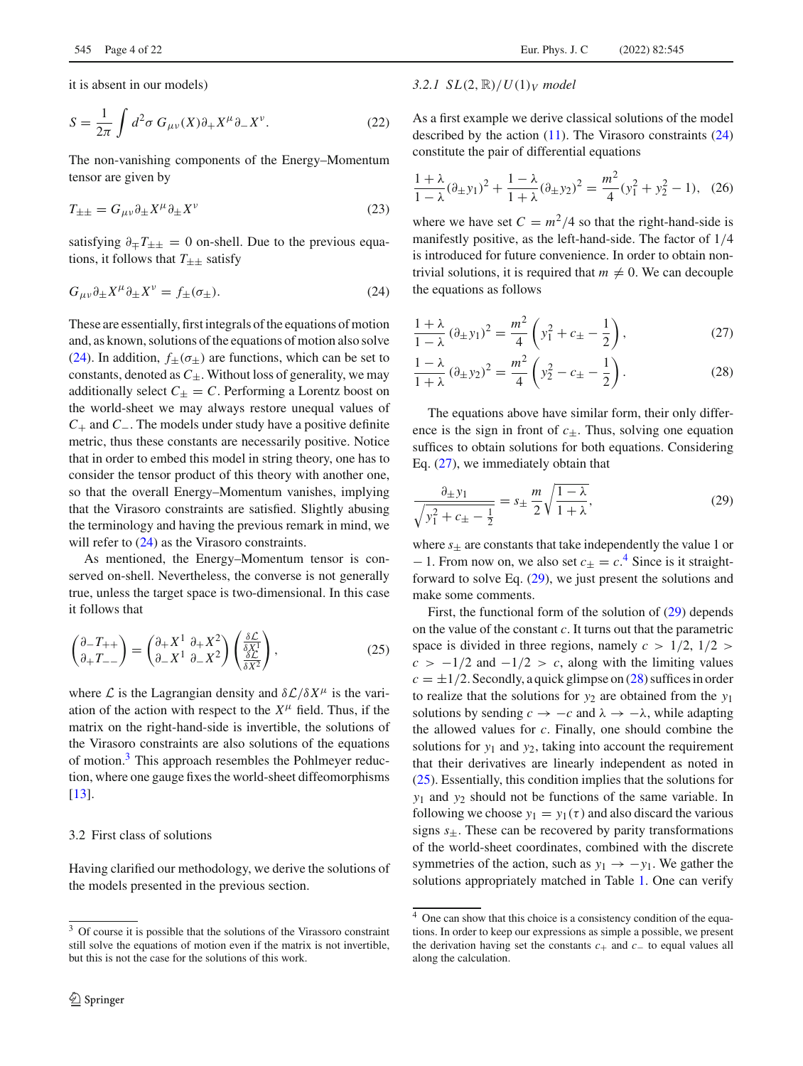it is absent in our models)

$$S = \frac{1}{2\pi} \int d^2\sigma \, G_{\mu\nu}(X) \partial_+ X^\mu \partial_- X^\nu. \tag{22}$$

The non-vanishing components of the Energy–Momentum tensor are given by

$$T_{\pm\pm} = G_{\mu\nu} \partial_\pm X^\mu \partial_\pm X^\nu \tag{23}$$

satisfying $\partial_\mp T_{\pm\pm} = 0$ on-shell. Due to the previous equations, it follows that $T_{\pm\pm}$ satisfy

$$G_{\mu\nu} \partial_\pm X^\mu \partial_\pm X^\nu = f_\pm(\sigma_\pm). \tag{24}$$

These are essentially, first integrals of the equations of motion and, as known, solutions of the equations of motion also solve (24). In addition, $f_\pm(\sigma_\pm)$ are functions, which can be set to constants, denoted as $C_\pm$. Without loss of generality, we may additionally select $C_\pm = C$. Performing a Lorentz boost on the world-sheet we may always restore unequal values of $C_+$ and $C_-$. The models under study have a positive definite metric, thus these constants are necessarily positive. Notice that in order to embed this model in string theory, one has to consider the tensor product of this theory with another one, so that the overall Energy–Momentum vanishes, implying that the Virasoro constraints are satisfied. Slightly abusing the terminology and having the previous remark in mind, we will refer to (24) as the Virasoro constraints.

As mentioned, the Energy–Momentum tensor is conserved on-shell. Nevertheless, the converse is not generally true, unless the target space is two-dimensional. In this case it follows that

$$\begin{pmatrix} \partial_- T_{++} \\ \partial_+ T_{--} \end{pmatrix} = \begin{pmatrix} \partial_+ X^1 & \partial_+ X^2 \\ \partial_- X^1 & \partial_- X^2 \end{pmatrix} \begin{pmatrix} \frac{\delta \mathcal{L}}{\delta X^1} \\ \frac{\delta \mathcal{L}}{\delta X^2} \end{pmatrix}, \tag{25}$$

where $\mathcal{L}$ is the Lagrangian density and $\delta \mathcal{L}/\delta X^\mu$ is the variation of the action with respect to the $X^\mu$ field. Thus, if the matrix on the right-hand-side is invertible, the solutions of the Virasoro constraints are also solutions of the equations of motion.[3] This approach resembles the Pohlmeyer reduction, where one gauge fixes the world-sheet diffeomorphisms [13].

### 3.2 First class of solutions

Having clarified our methodology, we derive the solutions of the models presented in the previous section.

#### 3.2.1 $SL(2,\mathbb{R})/U(1)_V$ model

As a first example we derive classical solutions of the model described by the action (11). The Virasoro constraints (24) constitute the pair of differential equations

$$\frac{1+\lambda}{1-\lambda}(\partial_\pm y_1)^2 + \frac{1-\lambda}{1+\lambda}(\partial_\pm y_2)^2 = \frac{m^2}{4}(y_1^2 + y_2^2 - 1), \tag{26}$$

where we have set $C = m^2/4$ so that the right-hand-side is manifestly positive, as the left-hand-side. The factor of $1/4$ is introduced for future convenience. In order to obtain non-trivial solutions, it is required that $m \neq 0$. We can decouple the equations as follows

$$\frac{1+\lambda}{1-\lambda}(\partial_\pm y_1)^2 = \frac{m^2}{4}\left(y_1^2 + c_\pm - \frac{1}{2}\right), \tag{27}$$

$$\frac{1-\lambda}{1+\lambda}(\partial_\pm y_2)^2 = \frac{m^2}{4}\left(y_2^2 - c_\pm - \frac{1}{2}\right). \tag{28}$$

The equations above have similar form, their only difference is the sign in front of $c_\pm$. Thus, solving one equation suffices to obtain solutions for both equations. Considering Eq. (27), we immediately obtain that

$$\frac{\partial_\pm y_1}{\sqrt{y_1^2 + c_\pm - \frac{1}{2}}} = s_\pm \frac{m}{2}\sqrt{\frac{1-\lambda}{1+\lambda}}, \tag{29}$$

where $s_\pm$ are constants that take independently the value 1 or $-1$. From now on, we also set $c_\pm = c$.[4] Since is it straightforward to solve Eq. (29), we just present the solutions and make some comments.

First, the functional form of the solution of (29) depends on the value of the constant $c$. It turns out that the parametric space is divided in three regions, namely $c > 1/2$, $1/2 > c > -1/2$ and $-1/2 > c$, along with the limiting values $c = \pm 1/2$. Secondly, a quick glimpse on (28) suffices in order to realize that the solutions for $y_2$ are obtained from the $y_1$ solutions by sending $c \to -c$ and $\lambda \to -\lambda$, while adapting the allowed values for $c$. Finally, one should combine the solutions for $y_1$ and $y_2$, taking into account the requirement that their derivatives are linearly independent as noted in (25). Essentially, this condition implies that the solutions for $y_1$ and $y_2$ should not be functions of the same variable. In following we choose $y_1 = y_1(\tau)$ and also discard the various signs $s_\pm$. These can be recovered by parity transformations of the world-sheet coordinates, combined with the discrete symmetries of the action, such as $y_1 \to -y_1$. We gather the solutions appropriately matched in Table 1. One can verify

---

[3] Of course it is possible that the solutions of the Virassoro constraint still solve the equations of motion even if the matrix is not invertible, but this is not the case for the solutions of this work.

[4] One can show that this choice is a consistency condition of the equations. In order to keep our expressions as simple a possible, we present the derivation having set the constants $c_+$ and $c_-$ to equal values all along the calculation.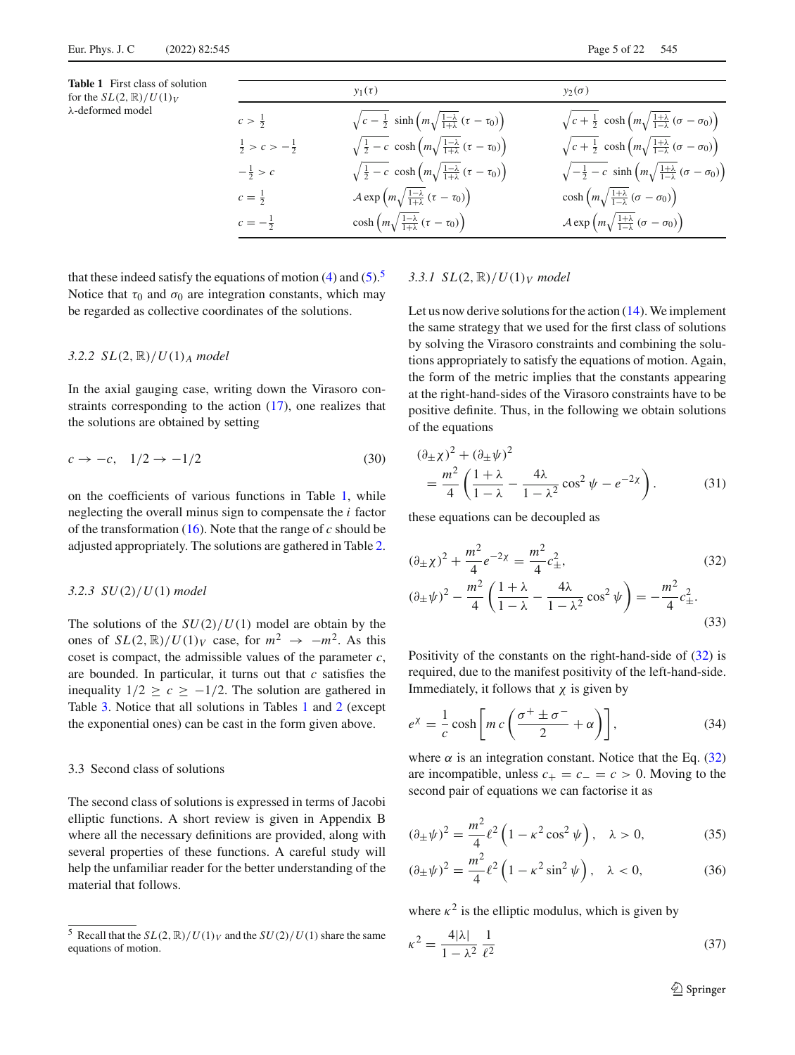**Table 1** First class of solution for the $SL(2,\mathbb{R})/U(1)_V$ $\lambda$-deformed model

| | $y_1(\tau)$ | $y_2(\sigma)$ |
|---|---|---|
| $c > \frac{1}{2}$ | $\sqrt{c-\frac{1}{2}}\ \sinh\left(m\sqrt{\frac{1-\lambda}{1+\lambda}}\,(\tau-\tau_0)\right)$ | $\sqrt{c+\frac{1}{2}}\ \cosh\left(m\sqrt{\frac{1+\lambda}{1-\lambda}}\,(\sigma-\sigma_0)\right)$ |
| $\frac{1}{2} > c > -\frac{1}{2}$ | $\sqrt{\frac{1}{2}-c}\ \cosh\left(m\sqrt{\frac{1-\lambda}{1+\lambda}}\,(\tau-\tau_0)\right)$ | $\sqrt{c+\frac{1}{2}}\ \cosh\left(m\sqrt{\frac{1+\lambda}{1-\lambda}}\,(\sigma-\sigma_0)\right)$ |
| $-\frac{1}{2} > c$ | $\sqrt{\frac{1}{2}-c}\ \cosh\left(m\sqrt{\frac{1-\lambda}{1+\lambda}}\,(\tau-\tau_0)\right)$ | $\sqrt{-\frac{1}{2}-c}\ \sinh\left(m\sqrt{\frac{1+\lambda}{1-\lambda}}\,(\sigma-\sigma_0)\right)$ |
| $c = \frac{1}{2}$ | $\mathcal{A}\exp\left(m\sqrt{\frac{1-\lambda}{1+\lambda}}\,(\tau-\tau_0)\right)$ | $\cosh\left(m\sqrt{\frac{1+\lambda}{1-\lambda}}\,(\sigma-\sigma_0)\right)$ |
| $c = -\frac{1}{2}$ | $\cosh\left(m\sqrt{\frac{1-\lambda}{1+\lambda}}\,(\tau-\tau_0)\right)$ | $\mathcal{A}\exp\left(m\sqrt{\frac{1+\lambda}{1-\lambda}}\,(\sigma-\sigma_0)\right)$ |

that these indeed satisfy the equations of motion (4) and (5).[5] Notice that $\tau_0$ and $\sigma_0$ are integration constants, which may be regarded as collective coordinates of the solutions.

#### 3.2.2 $SL(2,\mathbb{R})/U(1)_A$ model

In the axial gauging case, writing down the Virasoro constraints corresponding to the action (17), one realizes that the solutions are obtained by setting

$$c \to -c, \quad 1/2 \to -1/2 \tag{30}$$

on the coefficients of various functions in Table 1, while neglecting the overall minus sign to compensate the $i$ factor of the transformation (16). Note that the range of $c$ should be adjusted appropriately. The solutions are gathered in Table 2.

#### 3.2.3 $SU(2)/U(1)$ model

The solutions of the $SU(2)/U(1)$ model are obtain by the ones of $SL(2,\mathbb{R})/U(1)_V$ case, for $m^2 \to -m^2$. As this coset is compact, the admissible values of the parameter $c$, are bounded. In particular, it turns out that $c$ satisfies the inequality $1/2 \geq c \geq -1/2$. The solution are gathered in Table 3. Notice that all solutions in Tables 1 and 2 (except the exponential ones) can be cast in the form given above.

### 3.3 Second class of solutions

The second class of solutions is expressed in terms of Jacobi elliptic functions. A short review is given in Appendix B where all the necessary definitions are provided, along with several properties of these functions. A careful study will help the unfamiliar reader for the better understanding of the material that follows.

[5] Recall that the $SL(2,\mathbb{R})/U(1)_V$ and the $SU(2)/U(1)$ share the same equations of motion.

#### 3.3.1 $SL(2,\mathbb{R})/U(1)_V$ model

Let us now derive solutions for the action (14). We implement the same strategy that we used for the first class of solutions by solving the Virasoro constraints and combining the solutions appropriately to satisfy the equations of motion. Again, the form of the metric implies that the constants appearing at the right-hand-sides of the Virasoro constraints have to be positive definite. Thus, in the following we obtain solutions of the equations

$$(\partial_\pm \chi)^2 + (\partial_\pm \psi)^2 = \frac{m^2}{4}\left(\frac{1+\lambda}{1-\lambda} - \frac{4\lambda}{1-\lambda^2}\cos^2\psi - e^{-2\chi}\right). \tag{31}$$

these equations can be decoupled as

$$(\partial_\pm \chi)^2 + \frac{m^2}{4}e^{-2\chi} = \frac{m^2}{4}c_\pm^2, \tag{32}$$

$$(\partial_\pm \psi)^2 - \frac{m^2}{4}\left(\frac{1+\lambda}{1-\lambda} - \frac{4\lambda}{1-\lambda^2}\cos^2\psi\right) = -\frac{m^2}{4}c_\pm^2. \tag{33}$$

Positivity of the constants on the right-hand-side of (32) is required, due to the manifest positivity of the left-hand-side. Immediately, it follows that $\chi$ is given by

$$e^\chi = \frac{1}{c}\cosh\left[m\,c\left(\frac{\sigma^+ \pm \sigma^-}{2} + \alpha\right)\right], \tag{34}$$

where $\alpha$ is an integration constant. Notice that the Eq. (32) are incompatible, unless $c_+ = c_- = c > 0$. Moving to the second pair of equations we can factorise it as

$$(\partial_\pm \psi)^2 = \frac{m^2}{4}\ell^2\left(1 - \kappa^2\cos^2\psi\right), \quad \lambda > 0, \tag{35}$$

$$(\partial_\pm \psi)^2 = \frac{m^2}{4}\ell^2\left(1 - \kappa^2\sin^2\psi\right), \quad \lambda < 0, \tag{36}$$

where $\kappa^2$ is the elliptic modulus, which is given by

$$\kappa^2 = \frac{4|\lambda|}{1-\lambda^2}\frac{1}{\ell^2} \tag{37}$$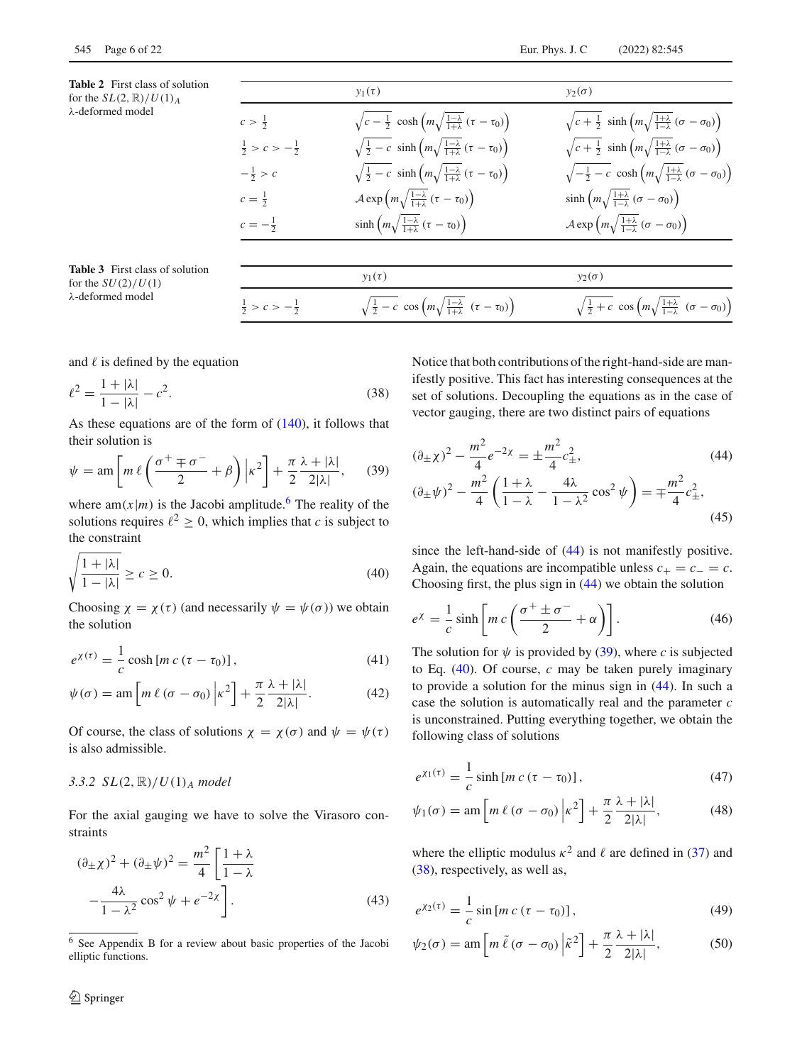**Table 2** First class of solution for the $SL(2,\mathbb{R})/U(1)_A$ $\lambda$-deformed model

| | $y_1(\tau)$ | $y_2(\sigma)$ |
|---|---|---|
| $c > \frac{1}{2}$ | $\sqrt{c-\frac{1}{2}}\,\cosh\left(m\sqrt{\frac{1-\lambda}{1+\lambda}}\,(\tau-\tau_0)\right)$ | $\sqrt{c+\frac{1}{2}}\,\sinh\left(m\sqrt{\frac{1+\lambda}{1-\lambda}}\,(\sigma-\sigma_0)\right)$ |
| $\frac{1}{2} > c > -\frac{1}{2}$ | $\sqrt{\frac{1}{2}-c}\,\sinh\left(m\sqrt{\frac{1-\lambda}{1+\lambda}}\,(\tau-\tau_0)\right)$ | $\sqrt{c+\frac{1}{2}}\,\sinh\left(m\sqrt{\frac{1+\lambda}{1-\lambda}}\,(\sigma-\sigma_0)\right)$ |
| $-\frac{1}{2} > c$ | $\sqrt{\frac{1}{2}-c}\,\sinh\left(m\sqrt{\frac{1-\lambda}{1+\lambda}}\,(\tau-\tau_0)\right)$ | $\sqrt{-\frac{1}{2}-c}\,\cosh\left(m\sqrt{\frac{1+\lambda}{1-\lambda}}\,(\sigma-\sigma_0)\right)$ |
| $c = \frac{1}{2}$ | $\mathcal{A}\exp\left(m\sqrt{\frac{1-\lambda}{1+\lambda}}\,(\tau-\tau_0)\right)$ | $\sinh\left(m\sqrt{\frac{1+\lambda}{1-\lambda}}\,(\sigma-\sigma_0)\right)$ |
| $c = -\frac{1}{2}$ | $\sinh\left(m\sqrt{\frac{1-\lambda}{1+\lambda}}\,(\tau-\tau_0)\right)$ | $\mathcal{A}\exp\left(m\sqrt{\frac{1+\lambda}{1-\lambda}}\,(\sigma-\sigma_0)\right)$ |

**Table 3** First class of solution for the $SU(2)/U(1)$ $\lambda$-deformed model

| | $y_1(\tau)$ | $y_2(\sigma)$ |
|---|---|---|
| $\frac{1}{2} > c > -\frac{1}{2}$ | $\sqrt{\frac{1}{2}-c}\,\cos\left(m\sqrt{\frac{1-\lambda}{1+\lambda}}\,(\tau-\tau_0)\right)$ | $\sqrt{\frac{1}{2}+c}\,\cos\left(m\sqrt{\frac{1+\lambda}{1-\lambda}}\,(\sigma-\sigma_0)\right)$ |

and $\ell$ is defined by the equation

$$\ell^2 = \frac{1+|\lambda|}{1-|\lambda|} - c^2. \tag{38}$$

As these equations are of the form of (140), it follows that their solution is

$$\psi = \mathrm{am}\left[m\,\ell\left(\frac{\sigma^+ \mp \sigma^-}{2} + \beta\right)\Big|\kappa^2\right] + \frac{\pi}{2}\frac{\lambda+|\lambda|}{2|\lambda|}, \tag{39}$$

where $\mathrm{am}(x|m)$ is the Jacobi amplitude.[6] The reality of the solutions requires $\ell^2 \geq 0$, which implies that $c$ is subject to the constraint

$$\sqrt{\frac{1+|\lambda|}{1-|\lambda|}} \geq c \geq 0. \tag{40}$$

Choosing $\chi = \chi(\tau)$ (and necessarily $\psi = \psi(\sigma)$) we obtain the solution

$$e^{\chi(\tau)} = \frac{1}{c}\cosh\left[m\,c\,(\tau-\tau_0)\right], \tag{41}$$

$$\psi(\sigma) = \mathrm{am}\left[m\,\ell\,(\sigma-\sigma_0)\,\Big|\kappa^2\right] + \frac{\pi}{2}\frac{\lambda+|\lambda|}{2|\lambda|}. \tag{42}$$

Of course, the class of solutions $\chi = \chi(\sigma)$ and $\psi = \psi(\tau)$ is also admissible.

### 3.3.2 $SL(2,\mathbb{R})/U(1)_A$ model

For the axial gauging we have to solve the Virasoro constraints

$$(\partial_\pm\chi)^2 + (\partial_\pm\psi)^2 = \frac{m^2}{4}\left[\frac{1+\lambda}{1-\lambda} - \frac{4\lambda}{1-\lambda^2}\cos^2\psi + e^{-2\chi}\right]. \tag{43}$$

Notice that both contributions of the right-hand-side are manifestly positive. This fact has interesting consequences at the set of solutions. Decoupling the equations as in the case of vector gauging, there are two distinct pairs of equations

$$(\partial_\pm\chi)^2 - \frac{m^2}{4}e^{-2\chi} = \pm\frac{m^2}{4}c_\pm^2, \tag{44}$$

$$(\partial_\pm\psi)^2 - \frac{m^2}{4}\left(\frac{1+\lambda}{1-\lambda} - \frac{4\lambda}{1-\lambda^2}\cos^2\psi\right) = \mp\frac{m^2}{4}c_\pm^2, \tag{45}$$

since the left-hand-side of (44) is not manifestly positive. Again, the equations are incompatible unless $c_+ = c_- = c$. Choosing first, the plus sign in (44) we obtain the solution

$$e^{\chi} = \frac{1}{c}\sinh\left[m\,c\left(\frac{\sigma^+ \pm \sigma^-}{2} + \alpha\right)\right]. \tag{46}$$

The solution for $\psi$ is provided by (39), where $c$ is subjected to Eq. (40). Of course, $c$ may be taken purely imaginary to provide a solution for the minus sign in (44). In such a case the solution is automatically real and the parameter $c$ is unconstrained. Putting everything together, we obtain the following class of solutions

$$e^{\chi_1(\tau)} = \frac{1}{c}\sinh\left[m\,c\,(\tau-\tau_0)\right], \tag{47}$$

$$\psi_1(\sigma) = \mathrm{am}\left[m\,\ell\,(\sigma-\sigma_0)\,\Big|\kappa^2\right] + \frac{\pi}{2}\frac{\lambda+|\lambda|}{2|\lambda|}, \tag{48}$$

where the elliptic modulus $\kappa^2$ and $\ell$ are defined in (37) and (38), respectively, as well as,

$$e^{\chi_2(\tau)} = \frac{1}{c}\sin\left[m\,c\,(\tau-\tau_0)\right], \tag{49}$$

$$\psi_2(\sigma) = \mathrm{am}\left[m\,\tilde{\ell}\,(\sigma-\sigma_0)\,\Big|\tilde{\kappa}^2\right] + \frac{\pi}{2}\frac{\lambda+|\lambda|}{2|\lambda|}, \tag{50}$$

[6] See Appendix B for a review about basic properties of the Jacobi elliptic functions.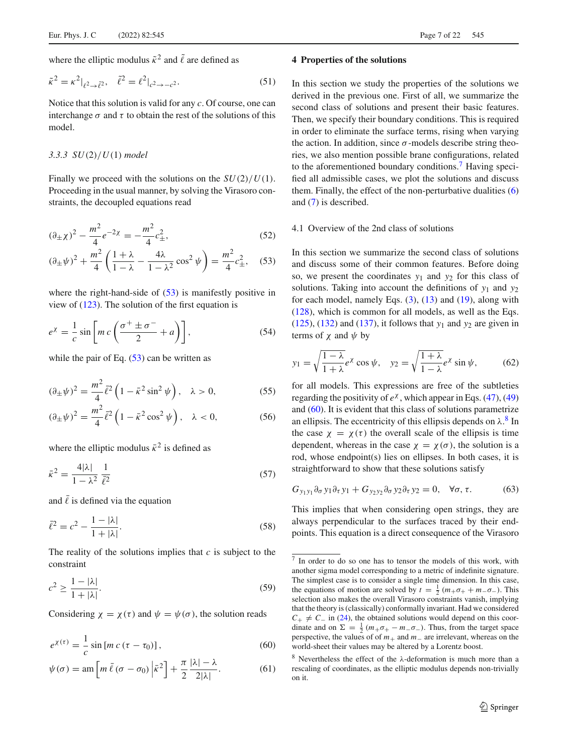where the elliptic modulus $\tilde{\kappa}^2$ and $\tilde{\ell}$ are defined as

$$\tilde{\kappa}^2 = \kappa^2|_{\ell^2 \to \tilde{\ell}^2}, \quad \tilde{\ell}^2 = \ell^2|_{c^2 \to -c^2}. \tag{51}$$

Notice that this solution is valid for any $c$. Of course, one can interchange $\sigma$ and $\tau$ to obtain the rest of the solutions of this model.

#### 3.3.3 $SU(2)/U(1)$ *model*

Finally we proceed with the solutions on the $SU(2)/U(1)$. Proceeding in the usual manner, by solving the Virasoro constraints, the decoupled equations read

$$(\partial_\pm \chi)^2 - \frac{m^2}{4} e^{-2\chi} = -\frac{m^2}{4} c_\pm^2, \tag{52}$$

$$(\partial_\pm \psi)^2 + \frac{m^2}{4}\left(\frac{1+\lambda}{1-\lambda} - \frac{4\lambda}{1-\lambda^2}\cos^2\psi\right) = \frac{m^2}{4} c_\pm^2, \tag{53}$$

where the right-hand-side of (53) is manifestly positive in view of (123). The solution of the first equation is

$$e^\chi = \frac{1}{c}\sin\left[m\,c\left(\frac{\sigma^+ \pm \sigma^-}{2} + a\right)\right], \tag{54}$$

while the pair of Eq. (53) can be written as

$$(\partial_\pm \psi)^2 = \frac{m^2}{4}\bar{\ell}^2\left(1 - \bar{\kappa}^2 \sin^2\psi\right), \quad \lambda > 0, \tag{55}$$

$$(\partial_\pm \psi)^2 = \frac{m^2}{4}\bar{\ell}^2\left(1 - \bar{\kappa}^2 \cos^2\psi\right), \quad \lambda < 0, \tag{56}$$

where the elliptic modulus $\bar{\kappa}^2$ is defined as

$$\bar{\kappa}^2 = \frac{4|\lambda|}{1-\lambda^2}\,\frac{1}{\bar{\ell}^2} \tag{57}$$

and $\bar{\ell}$ is defined via the equation

$$\bar{\ell}^2 = c^2 - \frac{1-|\lambda|}{1+|\lambda|}. \tag{58}$$

The reality of the solutions implies that $c$ is subject to the constraint

$$c^2 \geq \frac{1-|\lambda|}{1+|\lambda|}. \tag{59}$$

Considering $\chi = \chi(\tau)$ and $\psi = \psi(\sigma)$, the solution reads

$$e^{\chi(\tau)} = \frac{1}{c}\sin\left[m\,c\,(\tau - \tau_0)\right], \tag{60}$$

$$\psi(\sigma) = \mathrm{am}\left[m\,\bar{\ell}\,(\sigma - \sigma_0)\,\middle|\,\bar{\kappa}^2\right] + \frac{\pi}{2}\,\frac{|\lambda| - \lambda}{2|\lambda|}. \tag{61}$$

## 4 Properties of the solutions

In this section we study the properties of the solutions we derived in the previous one. First of all, we summarize the second class of solutions and present their basic features. Then, we specify their boundary conditions. This is required in order to eliminate the surface terms, rising when varying the action. In addition, since $\sigma$-models describe string theories, we also mention possible brane configurations, related to the aforementioned boundary conditions.[7] Having specified all admissible cases, we plot the solutions and discuss them. Finally, the effect of the non-perturbative dualities (6) and (7) is described.

### 4.1 Overview of the 2nd class of solutions

In this section we summarize the second class of solutions and discuss some of their common features. Before doing so, we present the coordinates $y_1$ and $y_2$ for this class of solutions. Taking into account the definitions of $y_1$ and $y_2$ for each model, namely Eqs. (3), (13) and (19), along with (128), which is common for all models, as well as the Eqs. (125), (132) and (137), it follows that $y_1$ and $y_2$ are given in terms of $\chi$ and $\psi$ by

$$y_1 = \sqrt{\frac{1-\lambda}{1+\lambda}}\,e^\chi\cos\psi, \quad y_2 = \sqrt{\frac{1+\lambda}{1-\lambda}}\,e^\chi\sin\psi, \tag{62}$$

for all models. This expressions are free of the subtleties regarding the positivity of $e^\chi$, which appear in Eqs. (47), (49) and (60). It is evident that this class of solutions parametrize an ellipsis. The eccentricity of this ellipsis depends on $\lambda$.[8] In the case $\chi = \chi(\tau)$ the overall scale of the ellipsis is time dependent, whereas in the case $\chi = \chi(\sigma)$, the solution is a rod, whose endpoint(s) lies on ellipses. In both cases, it is straightforward to show that these solutions satisfy

$$G_{y_1 y_1}\partial_\sigma y_1 \partial_\tau y_1 + G_{y_2 y_2}\partial_\sigma y_2 \partial_\tau y_2 = 0, \quad \forall \sigma, \tau. \tag{63}$$

This implies that when considering open strings, they are always perpendicular to the surfaces traced by their endpoints. This equation is a direct consequence of the Virasoro

---

[7] In order to do so one has to tensor the models of this work, with another sigma model corresponding to a metric of indefinite signature. The simplest case is to consider a single time dimension. In this case, the equations of motion are solved by $t = \frac{1}{2}(m_+\sigma_+ + m_-\sigma_-)$. This selection also makes the overall Virasoro constraints vanish, implying that the theory is (classically) conformally invariant. Had we considered $C_+ \neq C_-$ in (24), the obtained solutions would depend on this coordinate and on $\Sigma = \frac{1}{2}(m_+\sigma_+ - m_-\sigma_-)$. Thus, from the target space perspective, the values of of $m_+$ and $m_-$ are irrelevant, whereas on the world-sheet their values may be altered by a Lorentz boost.

[8] Nevertheless the effect of the $\lambda$-deformation is much more than a rescaling of coordinates, as the elliptic modulus depends non-trivially on it.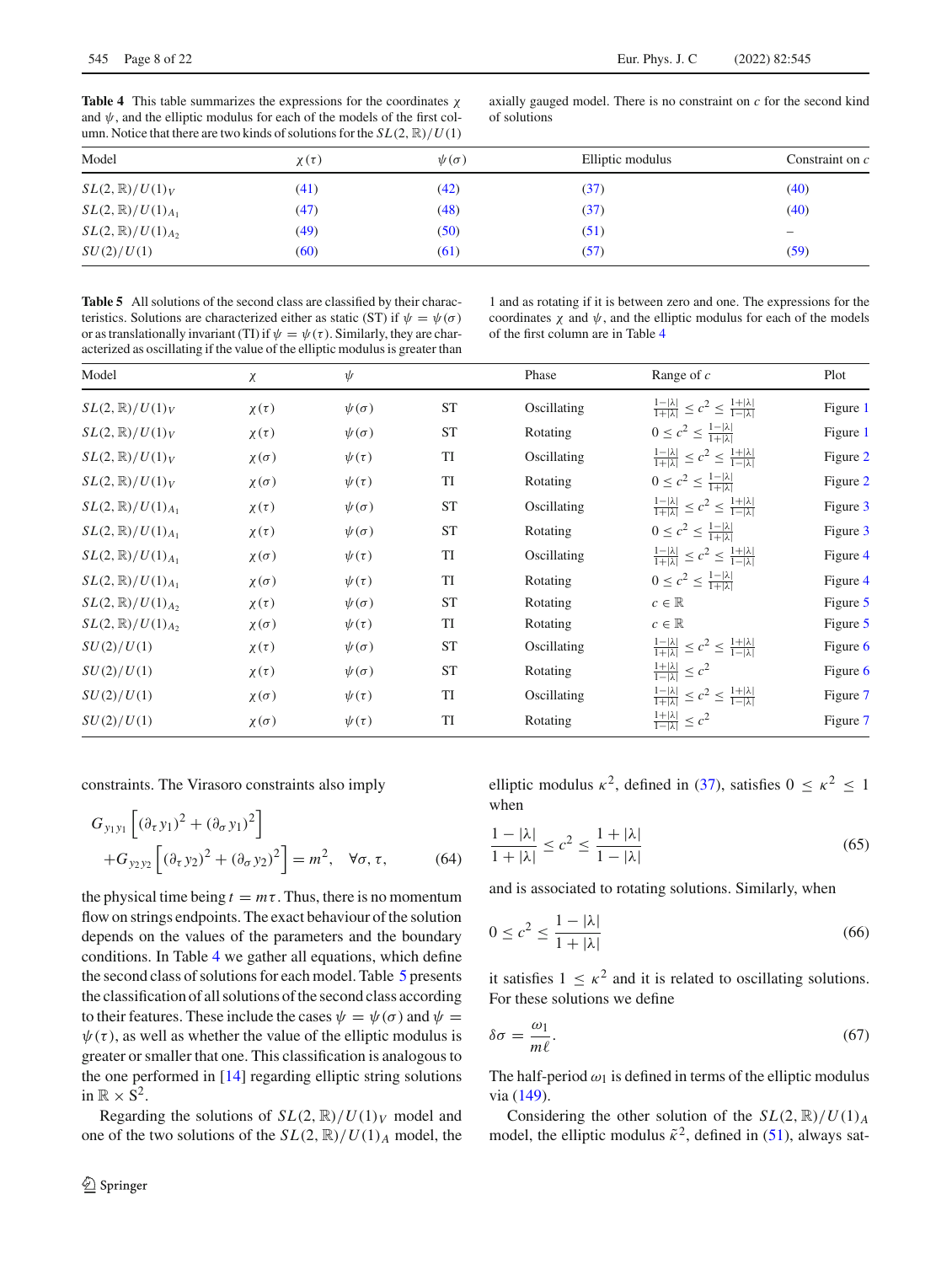**Table 4** This table summarizes the expressions for the coordinates $\chi$ and $\psi$, and the elliptic modulus for each of the models of the first column. Notice that there are two kinds of solutions for the $SL(2,\mathbb{R})/U(1)$ axially gauged model. There is no constraint on $c$ for the second kind of solutions

| Model | $\chi(\tau)$ | $\psi(\sigma)$ | Elliptic modulus | Constraint on $c$ |
|---|---|---|---|---|
| $SL(2,\mathbb{R})/U(1)_V$ | (41) | (42) | (37) | (40) |
| $SL(2,\mathbb{R})/U(1)_{A_1}$ | (47) | (48) | (37) | (40) |
| $SL(2,\mathbb{R})/U(1)_{A_2}$ | (49) | (50) | (51) | – |
| $SU(2)/U(1)$ | (60) | (61) | (57) | (59) |

**Table 5** All solutions of the second class are classified by their characteristics. Solutions are characterized either as static (ST) if $\psi = \psi(\sigma)$ or as translationally invariant (TI) if $\psi = \psi(\tau)$. Similarly, they are characterized as oscillating if the value of the elliptic modulus is greater than 1 and as rotating if it is between zero and one. The expressions for the coordinates $\chi$ and $\psi$, and the elliptic modulus for each of the models of the first column are in Table 4

| Model | $\chi$ | $\psi$ | | Phase | Range of $c$ | Plot |
|---|---|---|---|---|---|---|
| $SL(2,\mathbb{R})/U(1)_V$ | $\chi(\tau)$ | $\psi(\sigma)$ | ST | Oscillating | $\frac{1-\|\lambda\|}{1+\|\lambda\|} \le c^2 \le \frac{1+\|\lambda\|}{1-\|\lambda\|}$ | Figure 1 |
| $SL(2,\mathbb{R})/U(1)_V$ | $\chi(\tau)$ | $\psi(\sigma)$ | ST | Rotating | $0 \le c^2 \le \frac{1-\|\lambda\|}{1+\|\lambda\|}$ | Figure 1 |
| $SL(2,\mathbb{R})/U(1)_V$ | $\chi(\sigma)$ | $\psi(\tau)$ | TI | Oscillating | $\frac{1-\|\lambda\|}{1+\|\lambda\|} \le c^2 \le \frac{1+\|\lambda\|}{1-\|\lambda\|}$ | Figure 2 |
| $SL(2,\mathbb{R})/U(1)_V$ | $\chi(\sigma)$ | $\psi(\tau)$ | TI | Rotating | $0 \le c^2 \le \frac{1-\|\lambda\|}{1+\|\lambda\|}$ | Figure 2 |
| $SL(2,\mathbb{R})/U(1)_{A_1}$ | $\chi(\tau)$ | $\psi(\sigma)$ | ST | Oscillating | $\frac{1-\|\lambda\|}{1+\|\lambda\|} \le c^2 \le \frac{1+\|\lambda\|}{1-\|\lambda\|}$ | Figure 3 |
| $SL(2,\mathbb{R})/U(1)_{A_1}$ | $\chi(\tau)$ | $\psi(\sigma)$ | ST | Rotating | $0 \le c^2 \le \frac{1-\|\lambda\|}{1+\|\lambda\|}$ | Figure 3 |
| $SL(2,\mathbb{R})/U(1)_{A_1}$ | $\chi(\sigma)$ | $\psi(\tau)$ | TI | Oscillating | $\frac{1-\|\lambda\|}{1+\|\lambda\|} \le c^2 \le \frac{1+\|\lambda\|}{1-\|\lambda\|}$ | Figure 4 |
| $SL(2,\mathbb{R})/U(1)_{A_1}$ | $\chi(\sigma)$ | $\psi(\tau)$ | TI | Rotating | $0 \le c^2 \le \frac{1-\|\lambda\|}{1+\|\lambda\|}$ | Figure 4 |
| $SL(2,\mathbb{R})/U(1)_{A_2}$ | $\chi(\tau)$ | $\psi(\sigma)$ | ST | Rotating | $c \in \mathbb{R}$ | Figure 5 |
| $SL(2,\mathbb{R})/U(1)_{A_2}$ | $\chi(\sigma)$ | $\psi(\tau)$ | TI | Rotating | $c \in \mathbb{R}$ | Figure 5 |
| $SU(2)/U(1)$ | $\chi(\tau)$ | $\psi(\sigma)$ | ST | Oscillating | $\frac{1-\|\lambda\|}{1+\|\lambda\|} \le c^2 \le \frac{1+\|\lambda\|}{1-\|\lambda\|}$ | Figure 6 |
| $SU(2)/U(1)$ | $\chi(\tau)$ | $\psi(\sigma)$ | ST | Rotating | $\frac{1+\|\lambda\|}{1-\|\lambda\|} \le c^2$ | Figure 6 |
| $SU(2)/U(1)$ | $\chi(\sigma)$ | $\psi(\tau)$ | TI | Oscillating | $\frac{1-\|\lambda\|}{1+\|\lambda\|} \le c^2 \le \frac{1+\|\lambda\|}{1-\|\lambda\|}$ | Figure 7 |
| $SU(2)/U(1)$ | $\chi(\sigma)$ | $\psi(\tau)$ | TI | Rotating | $\frac{1+\|\lambda\|}{1-\|\lambda\|} \le c^2$ | Figure 7 |

constraints. The Virasoro constraints also imply

$$
\begin{aligned}
G_{y_1y_1}&\left[(\partial_\tau y_1)^2 + (\partial_\sigma y_1)^2\right] \\
&+G_{y_2y_2}\left[(\partial_\tau y_2)^2 + (\partial_\sigma y_2)^2\right] = m^2, \quad \forall \sigma, \tau,
\end{aligned}
\tag{64}
$$

the physical time being $t = m\tau$. Thus, there is no momentum flow on strings endpoints. The exact behaviour of the solution depends on the values of the parameters and the boundary conditions. In Table 4 we gather all equations, which define the second class of solutions for each model. Table 5 presents the classification of all solutions of the second class according to their features. These include the cases $\psi = \psi(\sigma)$ and $\psi = \psi(\tau)$, as well as whether the value of the elliptic modulus is greater or smaller that one. This classification is analogous to the one performed in [14] regarding elliptic string solutions in $\mathbb{R}\times \mathrm{S}^2$.

Regarding the solutions of $SL(2,\mathbb{R})/U(1)_V$ model and one of the two solutions of the $SL(2,\mathbb{R})/U(1)_A$ model, the elliptic modulus $\kappa^2$, defined in (37), satisfies $0 \le \kappa^2 \le 1$ when

$$
\frac{1-|\lambda|}{1+|\lambda|} \le c^2 \le \frac{1+|\lambda|}{1-|\lambda|}
\tag{65}
$$

and is associated to rotating solutions. Similarly, when

$$
0 \le c^2 \le \frac{1-|\lambda|}{1+|\lambda|}
\tag{66}
$$

it satisfies $1 \le \kappa^2$ and it is related to oscillating solutions. For these solutions we define

$$
\delta\sigma = \frac{\omega_1}{m\ell}.
\tag{67}
$$

The half-period $\omega_1$ is defined in terms of the elliptic modulus via (149).

Considering the other solution of the $SL(2,\mathbb{R})/U(1)_A$ model, the elliptic modulus $\tilde{\kappa}^2$, defined in (51), always sat-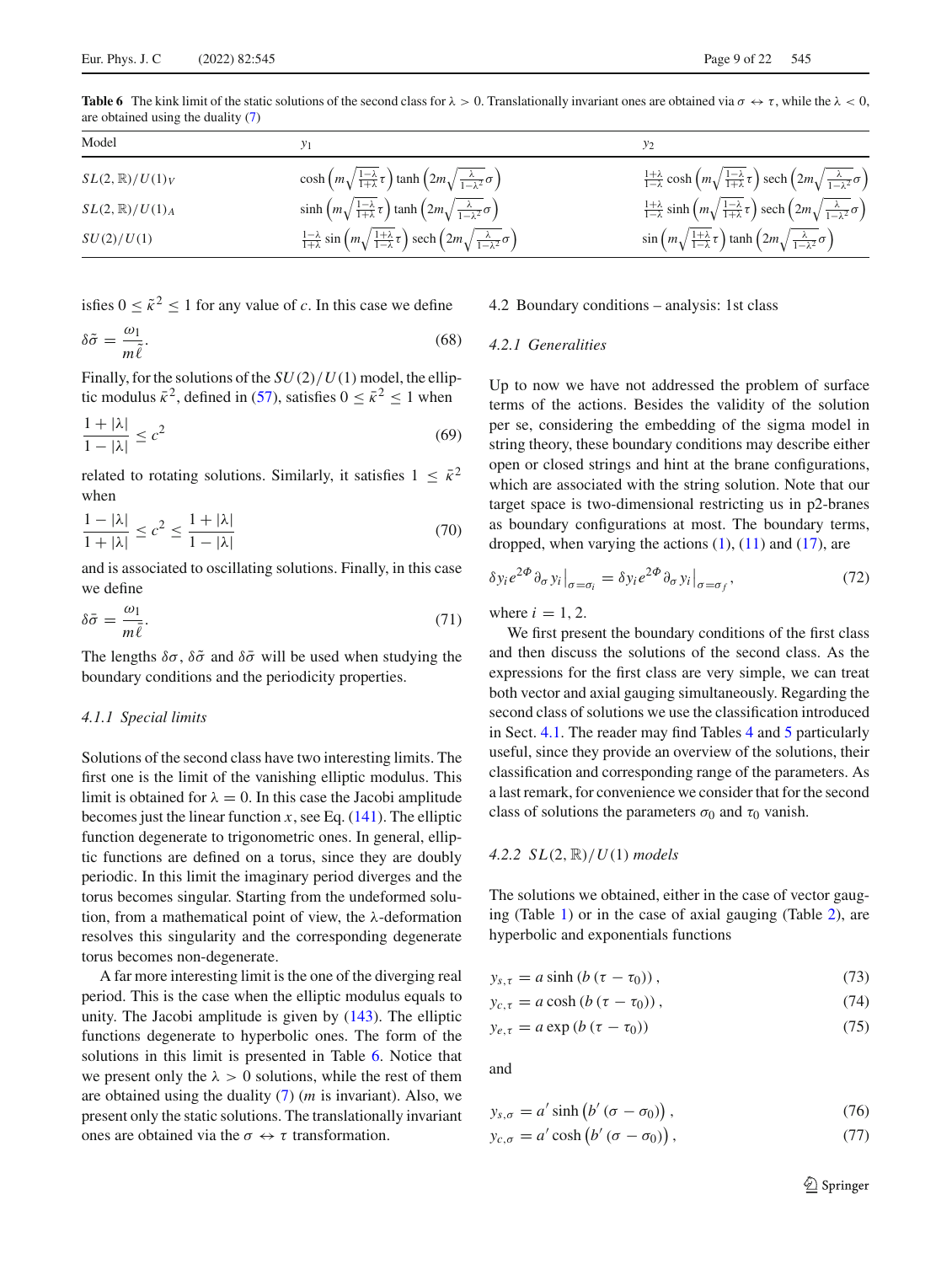**Table 6** The kink limit of the static solutions of the second class for $\lambda > 0$. Translationally invariant ones are obtained via $\sigma \leftrightarrow \tau$, while the $\lambda < 0$, are obtained using the duality (7)

| Model | $y_1$ | $y_2$ |
|---|---|---|
| $SL(2,\mathbb{R})/U(1)_V$ | $\cosh\left(m\sqrt{\frac{1-\lambda}{1+\lambda}}\tau\right)\tanh\left(2m\sqrt{\frac{\lambda}{1-\lambda^2}}\sigma\right)$ | $\frac{1+\lambda}{1-\lambda}\cosh\left(m\sqrt{\frac{1-\lambda}{1+\lambda}}\tau\right)\operatorname{sech}\left(2m\sqrt{\frac{\lambda}{1-\lambda^2}}\sigma\right)$ |
| $SL(2,\mathbb{R})/U(1)_A$ | $\sinh\left(m\sqrt{\frac{1-\lambda}{1+\lambda}}\tau\right)\tanh\left(2m\sqrt{\frac{\lambda}{1-\lambda^2}}\sigma\right)$ | $\frac{1+\lambda}{1-\lambda}\sinh\left(m\sqrt{\frac{1-\lambda}{1+\lambda}}\tau\right)\operatorname{sech}\left(2m\sqrt{\frac{\lambda}{1-\lambda^2}}\sigma\right)$ |
| $SU(2)/U(1)$ | $\frac{1-\lambda}{1+\lambda}\sin\left(m\sqrt{\frac{1+\lambda}{1-\lambda}}\tau\right)\operatorname{sech}\left(2m\sqrt{\frac{\lambda}{1-\lambda^2}}\sigma\right)$ | $\sin\left(m\sqrt{\frac{1+\lambda}{1-\lambda}}\tau\right)\tanh\left(2m\sqrt{\frac{\lambda}{1-\lambda^2}}\sigma\right)$ |

isfies $0 \leq \tilde{\kappa}^2 \leq 1$ for any value of $c$. In this case we define

$$\delta\tilde{\sigma} = \frac{\omega_1}{m\tilde{\ell}}. \tag{68}$$

Finally, for the solutions of the $SU(2)/U(1)$ model, the elliptic modulus $\bar{\kappa}^2$, defined in (57), satisfies $0 \leq \bar{\kappa}^2 \leq 1$ when

$$\frac{1+|\lambda|}{1-|\lambda|} \leq c^2 \tag{69}$$

related to rotating solutions. Similarly, it satisfies $1 \leq \bar{\kappa}^2$ when

$$\frac{1-|\lambda|}{1+|\lambda|} \leq c^2 \leq \frac{1+|\lambda|}{1-|\lambda|} \tag{70}$$

and is associated to oscillating solutions. Finally, in this case we define

$$\delta\bar{\sigma} = \frac{\omega_1}{m\bar{\ell}}. \tag{71}$$

The lengths $\delta\sigma$, $\delta\tilde{\sigma}$ and $\delta\bar{\sigma}$ will be used when studying the boundary conditions and the periodicity properties.

#### *4.1.1 Special limits*

Solutions of the second class have two interesting limits. The first one is the limit of the vanishing elliptic modulus. This limit is obtained for $\lambda = 0$. In this case the Jacobi amplitude becomes just the linear function $x$, see Eq. (141). The elliptic function degenerate to trigonometric ones. In general, elliptic functions are defined on a torus, since they are doubly periodic. In this limit the imaginary period diverges and the torus becomes singular. Starting from the undeformed solution, from a mathematical point of view, the λ-deformation resolves this singularity and the corresponding degenerate torus becomes non-degenerate.

A far more interesting limit is the one of the diverging real period. This is the case when the elliptic modulus equals to unity. The Jacobi amplitude is given by (143). The elliptic functions degenerate to hyperbolic ones. The form of the solutions in this limit is presented in Table 6. Notice that we present only the $\lambda > 0$ solutions, while the rest of them are obtained using the duality (7) ($m$ is invariant). Also, we present only the static solutions. The translationally invariant ones are obtained via the $\sigma \leftrightarrow \tau$ transformation.

### 4.2 Boundary conditions – analysis: 1st class

#### *4.2.1 Generalities*

Up to now we have not addressed the problem of surface terms of the actions. Besides the validity of the solution per se, considering the embedding of the sigma model in string theory, these boundary conditions may describe either open or closed strings and hint at the brane configurations, which are associated with the string solution. Note that our target space is two-dimensional restricting us in p2-branes as boundary configurations at most. The boundary terms, dropped, when varying the actions (1), (11) and (17), are

$$\delta y_i e^{2\Phi}\partial_\sigma y_i\big|_{\sigma=\sigma_i} = \delta y_i e^{2\Phi}\partial_\sigma y_i\big|_{\sigma=\sigma_f}, \tag{72}$$

where $i = 1, 2$.

We first present the boundary conditions of the first class and then discuss the solutions of the second class. As the expressions for the first class are very simple, we can treat both vector and axial gauging simultaneously. Regarding the second class of solutions we use the classification introduced in Sect. 4.1. The reader may find Tables 4 and 5 particularly useful, since they provide an overview of the solutions, their classification and corresponding range of the parameters. As a last remark, for convenience we consider that for the second class of solutions the parameters $\sigma_0$ and $\tau_0$ vanish.

#### *4.2.2 $SL(2,\mathbb{R})/U(1)$ models*

The solutions we obtained, either in the case of vector gauging (Table 1) or in the case of axial gauging (Table 2), are hyperbolic and exponentials functions

$$y_{s,\tau} = a\sinh\left(b\left(\tau-\tau_0\right)\right), \tag{73}$$

$$y_{c,\tau} = a\cosh\left(b\left(\tau-\tau_0\right)\right), \tag{74}$$

$$y_{e,\tau} = a\exp\left(b\left(\tau-\tau_0\right)\right) \tag{75}$$

and

$$y_{s,\sigma} = a'\sinh\left(b'\left(\sigma-\sigma_0\right)\right), \tag{76}$$

$$y_{c,\sigma} = a'\cosh\left(b'\left(\sigma-\sigma_0\right)\right), \tag{77}$$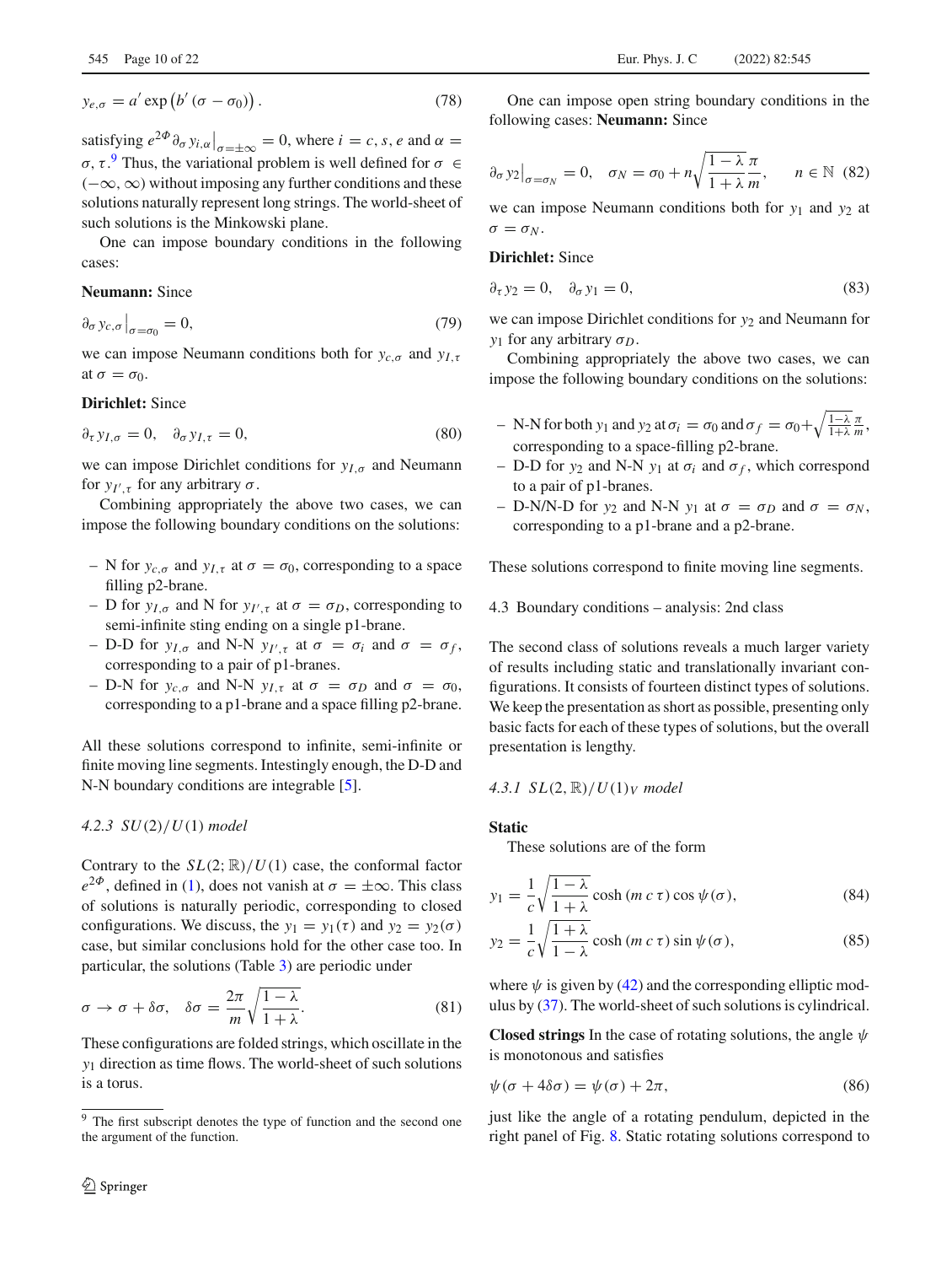$$y_{e,\sigma} = a' \exp\left(b'\left(\sigma - \sigma_0\right)\right). \tag{78}$$

satisfying $e^{2\Phi}\partial_\sigma y_{i,\alpha}\big|_{\sigma=\pm\infty} = 0$, where $i = c, s, e$ and $\alpha = \sigma, \tau$.[9] Thus, the variational problem is well defined for $\sigma \in (-\infty, \infty)$ without imposing any further conditions and these solutions naturally represent long strings. The world-sheet of such solutions is the Minkowski plane.

One can impose boundary conditions in the following cases:

**Neumann:** Since

$$\partial_\sigma y_{c,\sigma}\big|_{\sigma=\sigma_0} = 0, \tag{79}$$

we can impose Neumann conditions both for $y_{c,\sigma}$ and $y_{I,\tau}$ at $\sigma = \sigma_0$.

**Dirichlet:** Since

$$\partial_\tau y_{I,\sigma} = 0, \quad \partial_\sigma y_{I,\tau} = 0, \tag{80}$$

we can impose Dirichlet conditions for $y_{I,\sigma}$ and Neumann for $y_{I',\tau}$ for any arbitrary $\sigma$.

Combining appropriately the above two cases, we can impose the following boundary conditions on the solutions:

- N for $y_{c,\sigma}$ and $y_{I,\tau}$ at $\sigma = \sigma_0$, corresponding to a space filling p2-brane.
- D for $y_{I,\sigma}$ and N for $y_{I',\tau}$ at $\sigma = \sigma_D$, corresponding to semi-infinite sting ending on a single p1-brane.
- D-D for $y_{I,\sigma}$ and N-N $y_{I',\tau}$ at $\sigma = \sigma_i$ and $\sigma = \sigma_f$, corresponding to a pair of p1-branes.
- D-N for $y_{c,\sigma}$ and N-N $y_{I,\tau}$ at $\sigma = \sigma_D$ and $\sigma = \sigma_0$, corresponding to a p1-brane and a space filling p2-brane.

All these solutions correspond to infinite, semi-infinite or finite moving line segments. Intestingly enough, the D-D and N-N boundary conditions are integrable [5].

#### 4.2.3 $SU(2)/U(1)$ model

Contrary to the $SL(2;\mathbb{R})/U(1)$ case, the conformal factor $e^{2\Phi}$, defined in (1), does not vanish at $\sigma = \pm\infty$. This class of solutions is naturally periodic, corresponding to closed configurations. We discuss, the $y_1 = y_1(\tau)$ and $y_2 = y_2(\sigma)$ case, but similar conclusions hold for the other case too. In particular, the solutions (Table 3) are periodic under

$$\sigma \to \sigma + \delta\sigma, \quad \delta\sigma = \frac{2\pi}{m}\sqrt{\frac{1-\lambda}{1+\lambda}}. \tag{81}$$

These configurations are folded strings, which oscillate in the $y_1$ direction as time flows. The world-sheet of such solutions is a torus.

One can impose open string boundary conditions in the following cases: **Neumann:** Since

$$\partial_\sigma y_2\big|_{\sigma=\sigma_N} = 0, \quad \sigma_N = \sigma_0 + n\sqrt{\frac{1-\lambda}{1+\lambda}}\frac{\pi}{m}, \qquad n \in \mathbb{N} \tag{82}$$

we can impose Neumann conditions both for $y_1$ and $y_2$ at $\sigma = \sigma_N$.

**Dirichlet:** Since

$$\partial_\tau y_2 = 0, \quad \partial_\sigma y_1 = 0, \tag{83}$$

we can impose Dirichlet conditions for $y_2$ and Neumann for $y_1$ for any arbitrary $\sigma_D$.

Combining appropriately the above two cases, we can impose the following boundary conditions on the solutions:

- N-N for both $y_1$ and $y_2$ at $\sigma_i = \sigma_0$ and $\sigma_f = \sigma_0 + \sqrt{\frac{1-\lambda}{1+\lambda}}\frac{\pi}{m}$, corresponding to a space-filling p2-brane.
- D-D for $y_2$ and N-N $y_1$ at $\sigma_i$ and $\sigma_f$, which correspond to a pair of p1-branes.
- D-N/N-D for $y_2$ and N-N $y_1$ at $\sigma = \sigma_D$ and $\sigma = \sigma_N$, corresponding to a p1-brane and a p2-brane.

These solutions correspond to finite moving line segments.

### 4.3 Boundary conditions – analysis: 2nd class

The second class of solutions reveals a much larger variety of results including static and translationally invariant configurations. It consists of fourteen distinct types of solutions. We keep the presentation as short as possible, presenting only basic facts for each of these types of solutions, but the overall presentation is lengthy.

#### 4.3.1 $SL(2,\mathbb{R})/U(1)_V$ model

**Static**

These solutions are of the form

$$y_1 = \frac{1}{c}\sqrt{\frac{1-\lambda}{1+\lambda}}\cosh\left(m\,c\,\tau\right)\cos\psi(\sigma), \tag{84}$$

$$y_2 = \frac{1}{c}\sqrt{\frac{1+\lambda}{1-\lambda}}\cosh\left(m\,c\,\tau\right)\sin\psi(\sigma), \tag{85}$$

where $\psi$ is given by (42) and the corresponding elliptic modulus by (37). The world-sheet of such solutions is cylindrical.

**Closed strings** In the case of rotating solutions, the angle $\psi$ is monotonous and satisfies

$$\psi(\sigma + 4\delta\sigma) = \psi(\sigma) + 2\pi, \tag{86}$$

just like the angle of a rotating pendulum, depicted in the right panel of Fig. 8. Static rotating solutions correspond to

---

[9] The first subscript denotes the type of function and the second one the argument of the function.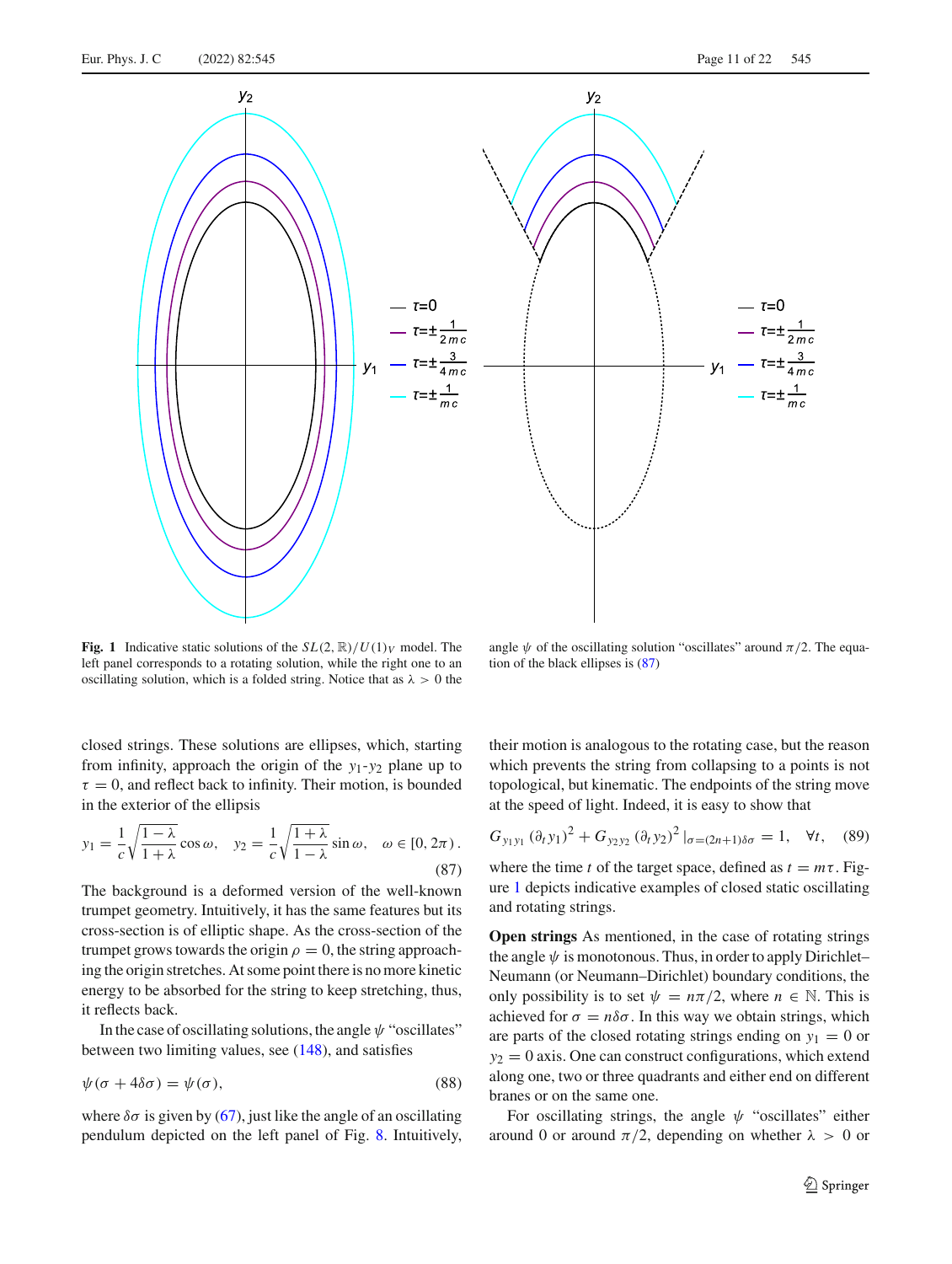**Fig. 1** Indicative static solutions of the $SL(2,\mathbb{R})/U(1)_V$ model. The left panel corresponds to a rotating solution, while the right one to an oscillating solution, which is a folded string. Notice that as $\lambda > 0$ the angle $\psi$ of the oscillating solution "oscillates" around $\pi/2$. The equation of the black ellipses is (87)

closed strings. These solutions are ellipses, which, starting from infinity, approach the origin of the $y_1$-$y_2$ plane up to $\tau = 0$, and reflect back to infinity. Their motion, is bounded in the exterior of the ellipsis

$$y_1 = \frac{1}{c}\sqrt{\frac{1-\lambda}{1+\lambda}}\cos\omega, \quad y_2 = \frac{1}{c}\sqrt{\frac{1+\lambda}{1-\lambda}}\sin\omega, \quad \omega \in [0, 2\pi)\,. \tag{87}$$

The background is a deformed version of the well-known trumpet geometry. Intuitively, it has the same features but its cross-section is of elliptic shape. As the cross-section of the trumpet grows towards the origin $\rho = 0$, the string approaching the origin stretches. At some point there is no more kinetic energy to be absorbed for the string to keep stretching, thus, it reflects back.

In the case of oscillating solutions, the angle $\psi$ "oscillates" between two limiting values, see (148), and satisfies

$$\psi(\sigma + 4\delta\sigma) = \psi(\sigma), \tag{88}$$

where $\delta\sigma$ is given by (67), just like the angle of an oscillating pendulum depicted on the left panel of Fig. 8. Intuitively, their motion is analogous to the rotating case, but the reason which prevents the string from collapsing to a points is not topological, but kinematic. The endpoints of the string move at the speed of light. Indeed, it is easy to show that

$$G_{y_1 y_1}\,(\partial_t y_1)^2 + G_{y_2 y_2}\,(\partial_t y_2)^2\,|_{\sigma=(2n+1)\delta\sigma} = 1, \quad \forall t, \tag{89}$$

where the time $t$ of the target space, defined as $t = m\tau$. Figure 1 depicts indicative examples of closed static oscillating and rotating strings.

**Open strings** As mentioned, in the case of rotating strings the angle $\psi$ is monotonous. Thus, in order to apply Dirichlet–Neumann (or Neumann–Dirichlet) boundary conditions, the only possibility is to set $\psi = n\pi/2$, where $n \in \mathbb{N}$. This is achieved for $\sigma = n\delta\sigma$. In this way we obtain strings, which are parts of the closed rotating strings ending on $y_1 = 0$ or $y_2 = 0$ axis. One can construct configurations, which extend along one, two or three quadrants and either end on different branes or on the same one.

For oscillating strings, the angle $\psi$ "oscillates" either around 0 or around $\pi/2$, depending on whether $\lambda > 0$ or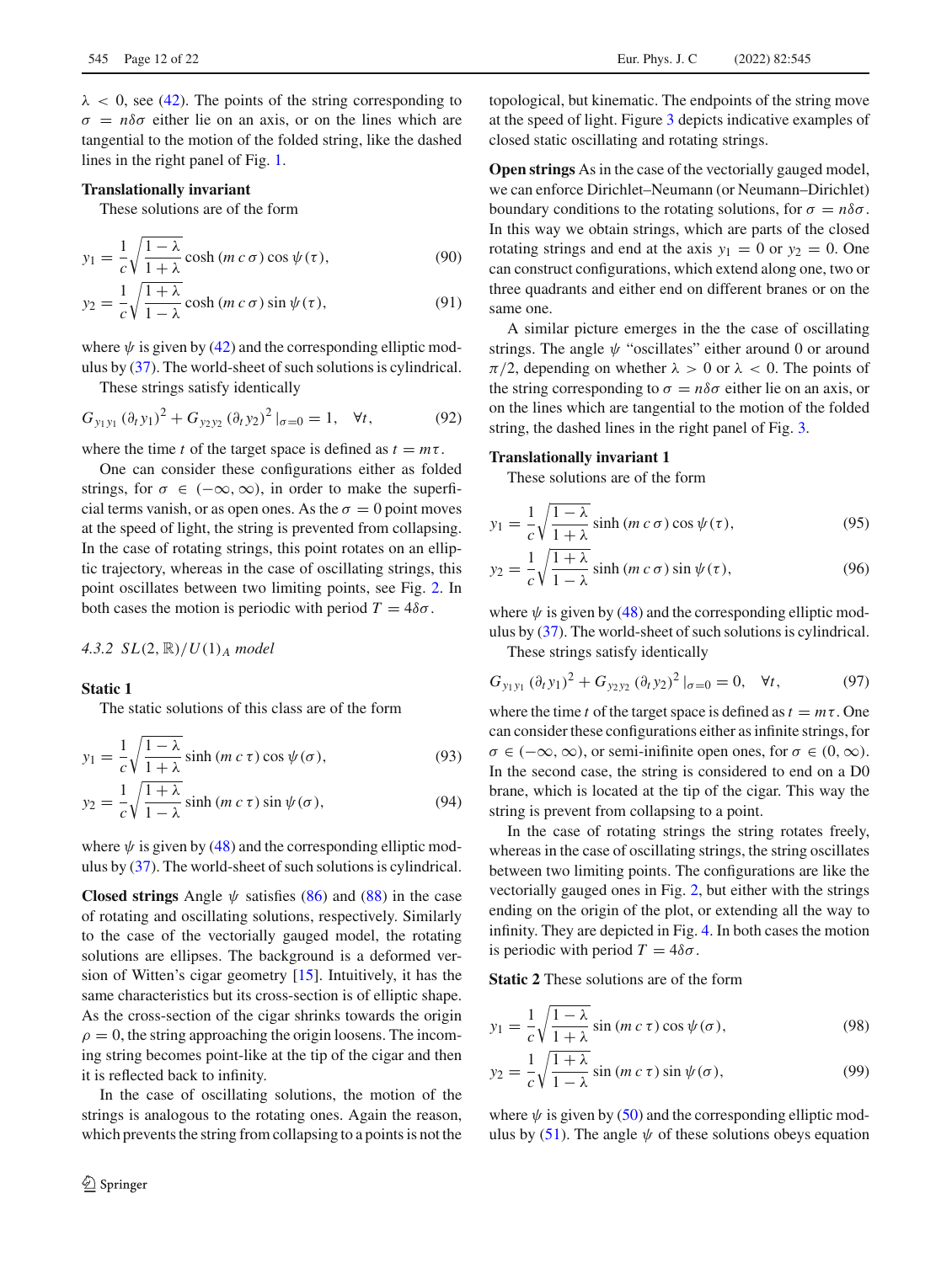$\lambda < 0$, see (42). The points of the string corresponding to $\sigma = n\delta\sigma$ either lie on an axis, or on the lines which are tangential to the motion of the folded string, like the dashed lines in the right panel of Fig. 1.

**Translationally invariant**

These solutions are of the form

$$y_1 = \frac{1}{c}\sqrt{\frac{1-\lambda}{1+\lambda}}\cosh(m\,c\,\sigma)\cos\psi(\tau), \tag{90}$$

$$y_2 = \frac{1}{c}\sqrt{\frac{1+\lambda}{1-\lambda}}\cosh(m\,c\,\sigma)\sin\psi(\tau), \tag{91}$$

where $\psi$ is given by (42) and the corresponding elliptic modulus by (37). The world-sheet of such solutions is cylindrical.

These strings satisfy identically

$$G_{y_1 y_1}(\partial_t y_1)^2 + G_{y_2 y_2}(\partial_t y_2)^2\,|_{\sigma=0} = 1, \quad \forall t, \tag{92}$$

where the time $t$ of the target space is defined as $t = m\tau$.

One can consider these configurations either as folded strings, for $\sigma \in (-\infty, \infty)$, in order to make the superficial terms vanish, or as open ones. As the $\sigma = 0$ point moves at the speed of light, the string is prevented from collapsing. In the case of rotating strings, this point rotates on an elliptic trajectory, whereas in the case of oscillating strings, this point oscillates between two limiting points, see Fig. 2. In both cases the motion is periodic with period $T = 4\delta\sigma$.

#### 4.3.2 $SL(2,\mathbb{R})/U(1)_A$ model

**Static 1**

The static solutions of this class are of the form

$$y_1 = \frac{1}{c}\sqrt{\frac{1-\lambda}{1+\lambda}}\sinh(m\,c\,\tau)\cos\psi(\sigma), \tag{93}$$

$$y_2 = \frac{1}{c}\sqrt{\frac{1+\lambda}{1-\lambda}}\sinh(m\,c\,\tau)\sin\psi(\sigma), \tag{94}$$

where $\psi$ is given by (48) and the corresponding elliptic modulus by (37). The world-sheet of such solutions is cylindrical.

**Closed strings** Angle $\psi$ satisfies (86) and (88) in the case of rotating and oscillating solutions, respectively. Similarly to the case of the vectorially gauged model, the rotating solutions are ellipses. The background is a deformed version of Witten's cigar geometry [15]. Intuitively, it has the same characteristics but its cross-section is of elliptic shape. As the cross-section of the cigar shrinks towards the origin $\rho = 0$, the string approaching the origin loosens. The incoming string becomes point-like at the tip of the cigar and then it is reflected back to infinity.

In the case of oscillating solutions, the motion of the strings is analogous to the rotating ones. Again the reason, which prevents the string from collapsing to a points is not the topological, but kinematic. The endpoints of the string move at the speed of light. Figure 3 depicts indicative examples of closed static oscillating and rotating strings.

**Open strings** As in the case of the vectorially gauged model, we can enforce Dirichlet–Neumann (or Neumann–Dirichlet) boundary conditions to the rotating solutions, for $\sigma = n\delta\sigma$. In this way we obtain strings, which are parts of the closed rotating strings and end at the axis $y_1 = 0$ or $y_2 = 0$. One can construct configurations, which extend along one, two or three quadrants and either end on different branes or on the same one.

A similar picture emerges in the the case of oscillating strings. The angle $\psi$ "oscillates" either around 0 or around $\pi/2$, depending on whether $\lambda > 0$ or $\lambda < 0$. The points of the string corresponding to $\sigma = n\delta\sigma$ either lie on an axis, or on the lines which are tangential to the motion of the folded string, the dashed lines in the right panel of Fig. 3.

**Translationally invariant 1**

These solutions are of the form

$$y_1 = \frac{1}{c}\sqrt{\frac{1-\lambda}{1+\lambda}}\sinh(m\,c\,\sigma)\cos\psi(\tau), \tag{95}$$

$$y_2 = \frac{1}{c}\sqrt{\frac{1+\lambda}{1-\lambda}}\sinh(m\,c\,\sigma)\sin\psi(\tau), \tag{96}$$

where $\psi$ is given by (48) and the corresponding elliptic modulus by (37). The world-sheet of such solutions is cylindrical.

These strings satisfy identically

$$G_{y_1 y_1}(\partial_t y_1)^2 + G_{y_2 y_2}(\partial_t y_2)^2\,|_{\sigma=0} = 0, \quad \forall t, \tag{97}$$

where the time $t$ of the target space is defined as $t = m\tau$. One can consider these configurations either as infinite strings, for $\sigma \in (-\infty, \infty)$, or semi-inifinite open ones, for $\sigma \in (0, \infty)$. In the second case, the string is considered to end on a D0 brane, which is located at the tip of the cigar. This way the string is prevent from collapsing to a point.

In the case of rotating strings the string rotates freely, whereas in the case of oscillating strings, the string oscillates between two limiting points. The configurations are like the vectorially gauged ones in Fig. 2, but either with the strings ending on the origin of the plot, or extending all the way to infinity. They are depicted in Fig. 4. In both cases the motion is periodic with period $T = 4\delta\sigma$.

**Static 2** These solutions are of the form

$$y_1 = \frac{1}{c}\sqrt{\frac{1-\lambda}{1+\lambda}}\sin(m\,c\,\tau)\cos\psi(\sigma), \tag{98}$$

$$y_2 = \frac{1}{c}\sqrt{\frac{1+\lambda}{1-\lambda}}\sin(m\,c\,\tau)\sin\psi(\sigma), \tag{99}$$

where $\psi$ is given by (50) and the corresponding elliptic modulus by (51). The angle $\psi$ of these solutions obeys equation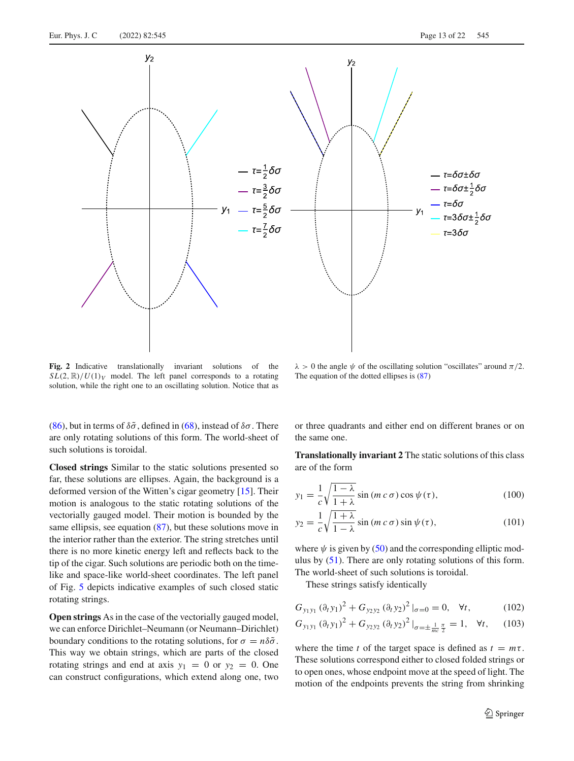**Fig. 2** Indicative translationally invariant solutions of the $SL(2,\mathbb{R})/U(1)_V$ model. The left panel corresponds to a rotating solution, while the right one to an oscillating solution. Notice that as $\lambda > 0$ the angle $\psi$ of the oscillating solution "oscillates" around $\pi/2$. The equation of the dotted ellipses is (87)

(86), but in terms of $\delta\tilde{\sigma}$, defined in (68), instead of $\delta\sigma$. There are only rotating solutions of this form. The world-sheet of such solutions is toroidal.

**Closed strings** Similar to the static solutions presented so far, these solutions are ellipses. Again, the background is a deformed version of the Witten's cigar geometry [15]. Their motion is analogous to the static rotating solutions of the vectorially gauged model. Their motion is bounded by the same ellipsis, see equation (87), but these solutions move in the interior rather than the exterior. The string stretches until there is no more kinetic energy left and reflects back to the tip of the cigar. Such solutions are periodic both on the time-like and space-like world-sheet coordinates. The left panel of Fig. 5 depicts indicative examples of such closed static rotating strings.

**Open strings** As in the case of the vectorially gauged model, we can enforce Dirichlet–Neumann (or Neumann–Dirichlet) boundary conditions to the rotating solutions, for $\sigma = n\delta\tilde{\sigma}$. This way we obtain strings, which are parts of the closed rotating strings and end at axis $y_1 = 0$ or $y_2 = 0$. One can construct configurations, which extend along one, two or three quadrants and either end on different branes or on the same one.

**Translationally invariant 2** The static solutions of this class are of the form

$$y_1 = \frac{1}{c}\sqrt{\frac{1-\lambda}{1+\lambda}}\sin(m\,c\,\sigma)\cos\psi(\tau), \tag{100}$$

$$y_2 = \frac{1}{c}\sqrt{\frac{1+\lambda}{1-\lambda}}\sin(m\,c\,\sigma)\sin\psi(\tau), \tag{101}$$

where $\psi$ is given by (50) and the corresponding elliptic modulus by (51). There are only rotating solutions of this form. The world-sheet of such solutions is toroidal.

These strings satisfy identically

$$G_{y_1y_1}(\partial_t y_1)^2 + G_{y_2y_2}(\partial_t y_2)^2\,|_{\sigma=0} = 0, \quad \forall t, \tag{102}$$

$$G_{y_1y_1}(\partial_t y_1)^2 + G_{y_2y_2}(\partial_t y_2)^2\,|_{\sigma=\pm\frac{1}{mc}\frac{\pi}{2}} = 1, \quad \forall t, \tag{103}$$

where the time $t$ of the target space is defined as $t = m\tau$. These solutions correspond either to closed folded strings or to open ones, whose endpoint move at the speed of light. The motion of the endpoints prevents the string from shrinking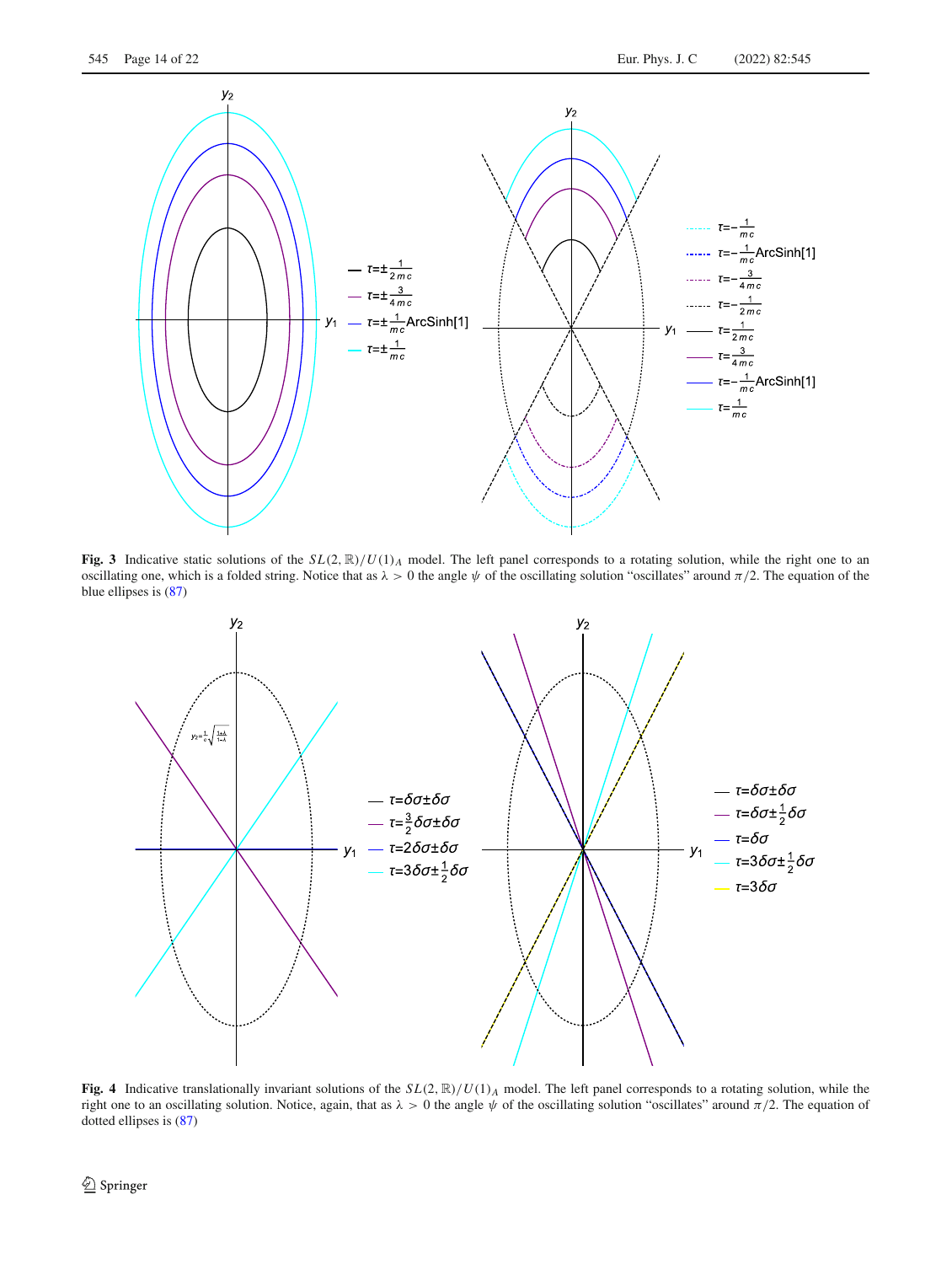**Fig. 3** Indicative static solutions of the $SL(2,\mathbb{R})/U(1)_A$ model. The left panel corresponds to a rotating solution, while the right one to an oscillating one, which is a folded string. Notice that as $\lambda > 0$ the angle $\psi$ of the oscillating solution "oscillates" around $\pi/2$. The equation of the blue ellipses is (87)

**Fig. 4** Indicative translationally invariant solutions of the $SL(2,\mathbb{R})/U(1)_A$ model. The left panel corresponds to a rotating solution, while the right one to an oscillating solution. Notice, again, that as $\lambda > 0$ the angle $\psi$ of the oscillating solution "oscillates" around $\pi/2$. The equation of dotted ellipses is (87)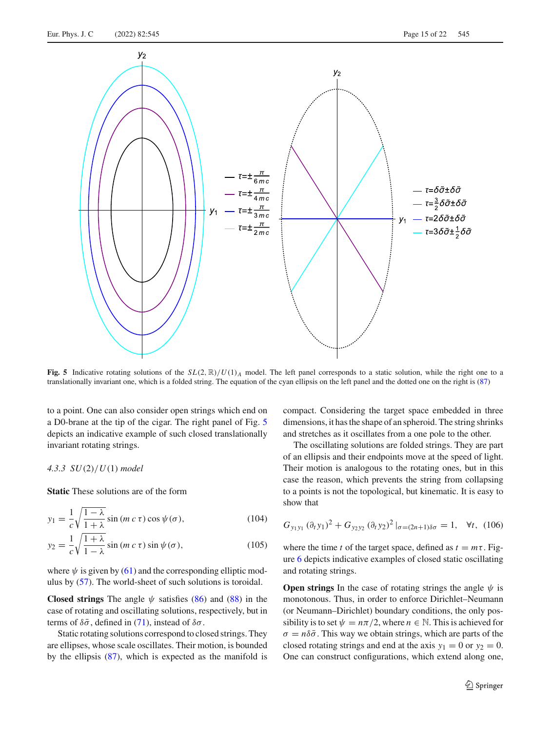**Fig. 5** Indicative rotating solutions of the $SL(2,\mathbb{R})/U(1)_A$ model. The left panel corresponds to a static solution, while the right one to a translationally invariant one, which is a folded string. The equation of the cyan ellipsis on the left panel and the dotted one on the right is (87)

to a point. One can also consider open strings which end on a D0-brane at the tip of the cigar. The right panel of Fig. 5 depicts an indicative example of such closed translationally invariant rotating strings.

#### 4.3.3 $SU(2)/U(1)$ model

**Static** These solutions are of the form

$$y_1 = \frac{1}{c}\sqrt{\frac{1-\lambda}{1+\lambda}}\sin(m\,c\,\tau)\cos\psi(\sigma), \tag{104}$$

$$y_2 = \frac{1}{c}\sqrt{\frac{1+\lambda}{1-\lambda}}\sin(m\,c\,\tau)\sin\psi(\sigma), \tag{105}$$

where $\psi$ is given by (61) and the corresponding elliptic modulus by (57). The world-sheet of such solutions is toroidal.

**Closed strings** The angle $\psi$ satisfies (86) and (88) in the case of rotating and oscillating solutions, respectively, but in terms of $\delta\tilde{\sigma}$, defined in (71), instead of $\delta\sigma$.

Static rotating solutions correspond to closed strings. They are ellipses, whose scale oscillates. Their motion, is bounded by the ellipsis (87), which is expected as the manifold is compact. Considering the target space embedded in three dimensions, it has the shape of an spheroid. The string shrinks and stretches as it oscillates from a one pole to the other.

The oscillating solutions are folded strings. They are part of an ellipsis and their endpoints move at the speed of light. Their motion is analogous to the rotating ones, but in this case the reason, which prevents the string from collapsing to a points is not the topological, but kinematic. It is easy to show that

$$G_{y_1y_1}\,(\partial_t y_1)^2 + G_{y_2y_2}\,(\partial_t y_2)^2\,|_{\sigma=(2n+1)\delta\sigma} = 1, \quad \forall t, \tag{106}$$

where the time $t$ of the target space, defined as $t = m\tau$. Figure 6 depicts indicative examples of closed static oscillating and rotating strings.

**Open strings** In the case of rotating strings the angle $\psi$ is monotonous. Thus, in order to enforce Dirichlet–Neumann (or Neumann–Dirichlet) boundary conditions, the only possibility is to set $\psi = n\pi/2$, where $n \in \mathbb{N}$. This is achieved for $\sigma = n\delta\tilde{\sigma}$. This way we obtain strings, which are parts of the closed rotating strings and end at the axis $y_1 = 0$ or $y_2 = 0$. One can construct configurations, which extend along one,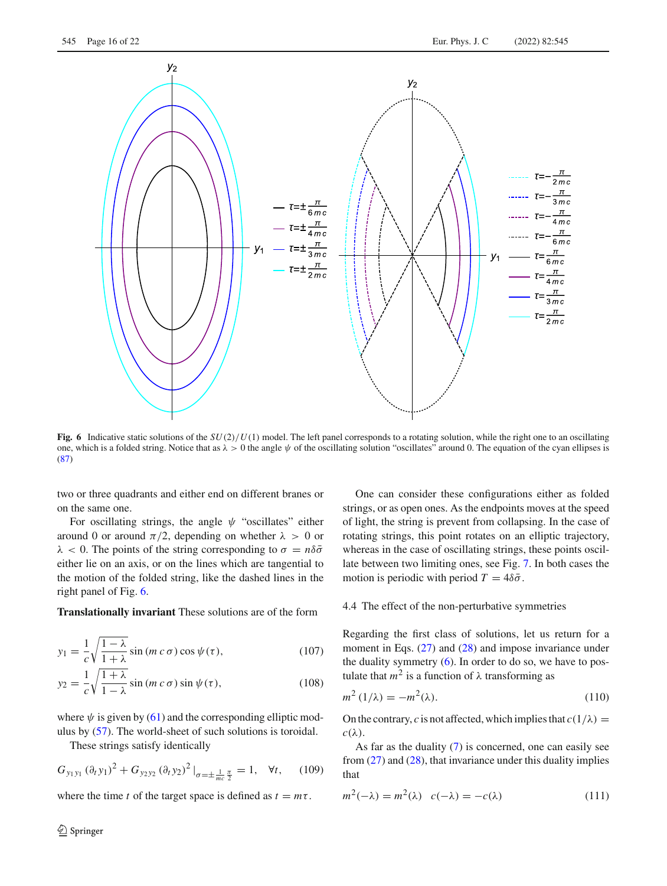**Fig. 6** Indicative static solutions of the $SU(2)/U(1)$ model. The left panel corresponds to a rotating solution, while the right one to an oscillating one, which is a folded string. Notice that as $\lambda > 0$ the angle $\psi$ of the oscillating solution "oscillates" around 0. The equation of the cyan ellipses is (87)

two or three quadrants and either end on different branes or on the same one.

For oscillating strings, the angle $\psi$ "oscillates" either around 0 or around $\pi/2$, depending on whether $\lambda > 0$ or $\lambda < 0$. The points of the string corresponding to $\sigma = n\delta\bar{\sigma}$ either lie on an axis, or on the lines which are tangential to the motion of the folded string, like the dashed lines in the right panel of Fig. 6.

**Translationally invariant** These solutions are of the form

$$y_1 = \frac{1}{c}\sqrt{\frac{1-\lambda}{1+\lambda}}\sin(m\,c\,\sigma)\cos\psi(\tau), \tag{107}$$

$$y_2 = \frac{1}{c}\sqrt{\frac{1+\lambda}{1-\lambda}}\sin(m\,c\,\sigma)\sin\psi(\tau), \tag{108}$$

where $\psi$ is given by (61) and the corresponding elliptic modulus by (57). The world-sheet of such solutions is toroidal.

These strings satisfy identically

$$G_{y_1 y_1}\left(\partial_t y_1\right)^2 + G_{y_2 y_2}\left(\partial_t y_2\right)^2 \big|_{\sigma=\pm\frac{1}{mc}\frac{\pi}{2}} = 1, \quad \forall t, \tag{109}$$

where the time $t$ of the target space is defined as $t = m\tau$.

One can consider these configurations either as folded strings, or as open ones. As the endpoints moves at the speed of light, the string is prevent from collapsing. In the case of rotating strings, this point rotates on an elliptic trajectory, whereas in the case of oscillating strings, these points oscillate between two limiting ones, see Fig. 7. In both cases the motion is periodic with period $T = 4\delta\bar{\sigma}$.

### 4.4 The effect of the non-perturbative symmetries

Regarding the first class of solutions, let us return for a moment in Eqs. (27) and (28) and impose invariance under the duality symmetry (6). In order to do so, we have to postulate that $m^2$ is a function of $\lambda$ transforming as

$$m^2(1/\lambda) = -m^2(\lambda). \tag{110}$$

On the contrary, $c$ is not affected, which implies that $c(1/\lambda) = c(\lambda)$.

As far as the duality (7) is concerned, one can easily see from (27) and (28), that invariance under this duality implies that

$$m^2(-\lambda) = m^2(\lambda) \quad c(-\lambda) = -c(\lambda) \tag{111}$$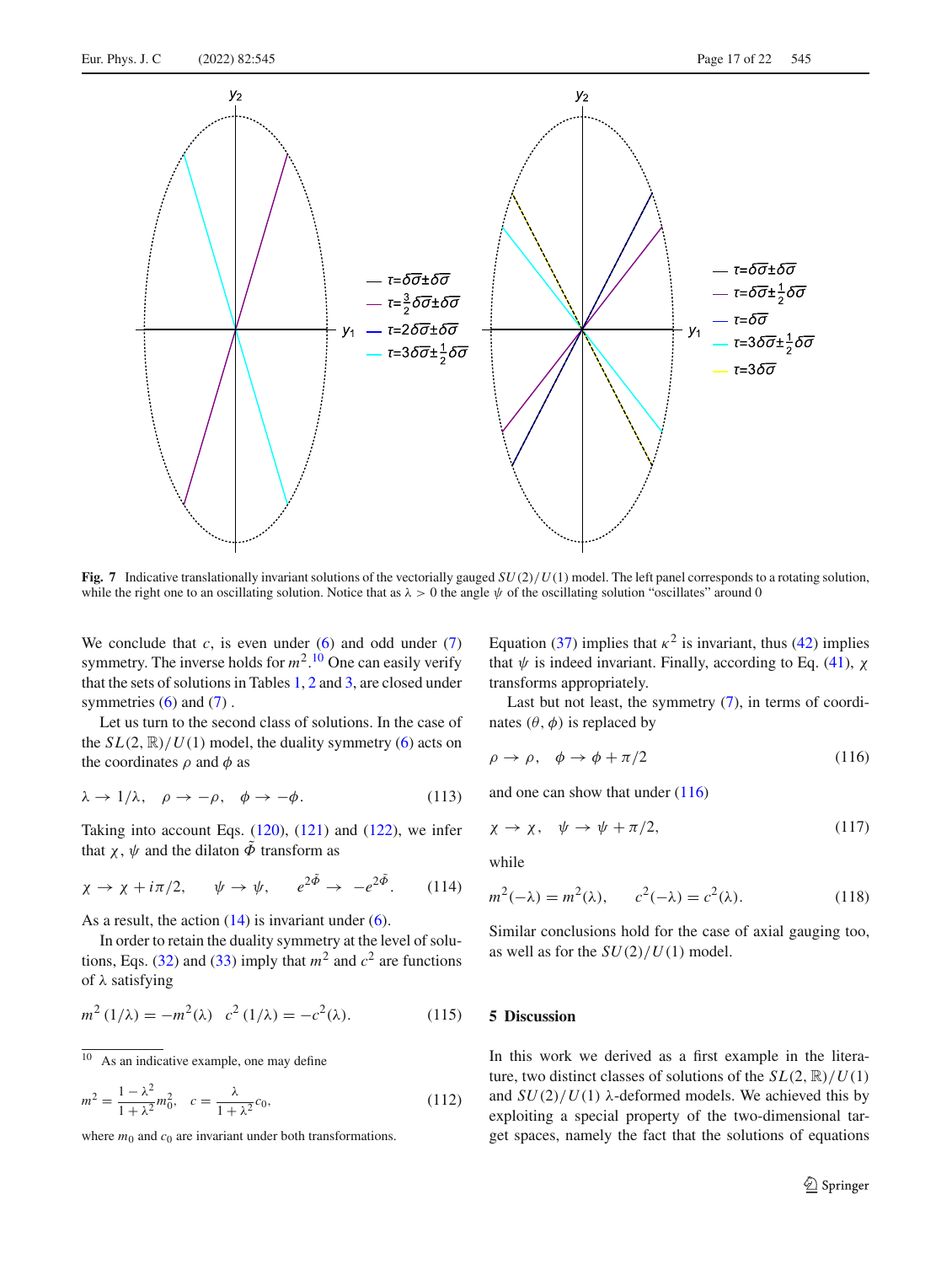**Fig. 7** Indicative translationally invariant solutions of the vectorially gauged $SU(2)/U(1)$ model. The left panel corresponds to a rotating solution, while the right one to an oscillating solution. Notice that as $\lambda > 0$ the angle $\psi$ of the oscillating solution "oscillates" around 0

We conclude that $c$, is even under (6) and odd under (7) symmetry. The inverse holds for $m^2$.[10] One can easily verify that the sets of solutions in Tables 1, 2 and 3, are closed under symmetries (6) and (7).

Let us turn to the second class of solutions. In the case of the $SL(2,\mathbb{R})/U(1)$ model, the duality symmetry (6) acts on the coordinates $\rho$ and $\phi$ as

$$\lambda \to 1/\lambda, \quad \rho \to -\rho, \quad \phi \to -\phi. \tag{113}$$

Taking into account Eqs. (120), (121) and (122), we infer that $\chi$, $\psi$ and the dilaton $\tilde{\Phi}$ transform as

$$\chi \to \chi + i\pi/2, \qquad \psi \to \psi, \qquad e^{2\tilde{\Phi}} \to -e^{2\tilde{\Phi}}. \tag{114}$$

As a result, the action (14) is invariant under (6).

In order to retain the duality symmetry at the level of solutions, Eqs. (32) and (33) imply that $m^2$ and $c^2$ are functions of $\lambda$ satisfying

$$m^2\,(1/\lambda) = -m^2(\lambda) \quad c^2\,(1/\lambda) = -c^2(\lambda). \tag{115}$$

[10] As an indicative example, one may define

$$m^2 = \frac{1-\lambda^2}{1+\lambda^2} m_0^2, \quad c = \frac{\lambda}{1+\lambda^2} c_0, \tag{112}$$

where $m_0$ and $c_0$ are invariant under both transformations.

Equation (37) implies that $\kappa^2$ is invariant, thus (42) implies that $\psi$ is indeed invariant. Finally, according to Eq. (41), $\chi$ transforms appropriately.

Last but not least, the symmetry (7), in terms of coordinates $(\theta, \phi)$ is replaced by

$$\rho \to \rho, \quad \phi \to \phi + \pi/2 \tag{116}$$

and one can show that under (116)

$$\chi \to \chi, \quad \psi \to \psi + \pi/2, \tag{117}$$

while

$$m^2(-\lambda) = m^2(\lambda), \qquad c^2(-\lambda) = c^2(\lambda). \tag{118}$$

Similar conclusions hold for the case of axial gauging too, as well as for the $SU(2)/U(1)$ model.

## 5 Discussion

In this work we derived as a first example in the literature, two distinct classes of solutions of the $SL(2,\mathbb{R})/U(1)$ and $SU(2)/U(1)$ $\lambda$-deformed models. We achieved this by exploiting a special property of the two-dimensional target spaces, namely the fact that the solutions of equations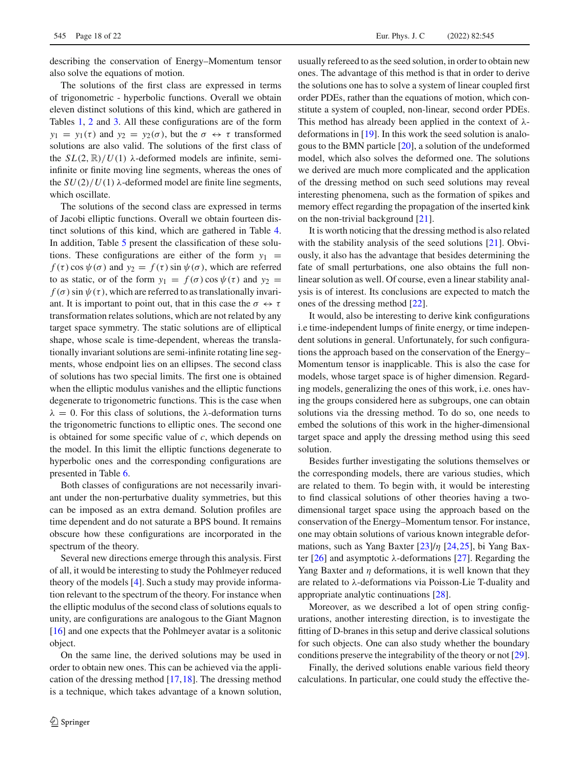describing the conservation of Energy–Momentum tensor also solve the equations of motion.

The solutions of the first class are expressed in terms of trigonometric - hyperbolic functions. Overall we obtain eleven distinct solutions of this kind, which are gathered in Tables 1, 2 and 3. All these configurations are of the form $y_1 = y_1(\tau)$ and $y_2 = y_2(\sigma)$, but the $\sigma \leftrightarrow \tau$ transformed solutions are also valid. The solutions of the first class of the $SL(2,\mathbb{R})/U(1)$ $\lambda$-deformed models are infinite, semi-infinite or finite moving line segments, whereas the ones of the $SU(2)/U(1)$ $\lambda$-deformed model are finite line segments, which oscillate.

The solutions of the second class are expressed in terms of Jacobi elliptic functions. Overall we obtained fourteen distinct solutions of this kind, which are gathered in Table 4. In addition, Table 5 present the classification of these solutions. These configurations are either of the form $y_1 = f(\tau)\cos\psi(\sigma)$ and $y_2 = f(\tau)\sin\psi(\sigma)$, which are referred to as static, or of the form $y_1 = f(\sigma)\cos\psi(\tau)$ and $y_2 = f(\sigma)\sin\psi(\tau)$, which are referred to as translationally invariant. It is important to point out, that in this case the $\sigma \leftrightarrow \tau$ transformation relates solutions, which are not related by any target space symmetry. The static solutions are of elliptical shape, whose scale is time-dependent, whereas the translationally invariant solutions are semi-infinite rotating line segments, whose endpoint lies on an ellipses. The second class of solutions has two special limits. The first one is obtained when the elliptic modulus vanishes and the elliptic functions degenerate to trigonometric functions. This is the case when $\lambda = 0$. For this class of solutions, the $\lambda$-deformation turns the trigonometric functions to elliptic ones. The second one is obtained for some specific value of $c$, which depends on the model. In this limit the elliptic functions degenerate to hyperbolic ones and the corresponding configurations are presented in Table 6.

Both classes of configurations are not necessarily invariant under the non-perturbative duality symmetries, but this can be imposed as an extra demand. Solution profiles are time dependent and do not saturate a BPS bound. It remains obscure how these configurations are incorporated in the spectrum of the theory.

Several new directions emerge through this analysis. First of all, it would be interesting to study the Pohlmeyer reduced theory of the models [4]. Such a study may provide information relevant to the spectrum of the theory. For instance when the elliptic modulus of the second class of solutions equals to unity, are configurations are analogous to the Giant Magnon [16] and one expects that the Pohlmeyer avatar is a solitonic object.

On the same line, the derived solutions may be used in order to obtain new ones. This can be achieved via the application of the dressing method [17,18]. The dressing method is a technique, which takes advantage of a known solution, usually refereed to as the seed solution, in order to obtain new ones. The advantage of this method is that in order to derive the solutions one has to solve a system of linear coupled first order PDEs, rather than the equations of motion, which constitute a system of coupled, non-linear, second order PDEs. This method has already been applied in the context of $\lambda$-deformations in [19]. In this work the seed solution is analogous to the BMN particle [20], a solution of the undeformed model, which also solves the deformed one. The solutions we derived are much more complicated and the application of the dressing method on such seed solutions may reveal interesting phenomena, such as the formation of spikes and memory effect regarding the propagation of the inserted kink on the non-trivial background [21].

It is worth noticing that the dressing method is also related with the stability analysis of the seed solutions [21]. Obviously, it also has the advantage that besides determining the fate of small perturbations, one also obtains the full non-linear solution as well. Of course, even a linear stability analysis is of interest. Its conclusions are expected to match the ones of the dressing method [22].

It would, also be interesting to derive kink configurations i.e time-independent lumps of finite energy, or time independent solutions in general. Unfortunately, for such configurations the approach based on the conservation of the Energy–Momentum tensor is inapplicable. This is also the case for models, whose target space is of higher dimension. Regarding models, generalizing the ones of this work, i.e. ones having the groups considered here as subgroups, one can obtain solutions via the dressing method. To do so, one needs to embed the solutions of this work in the higher-dimensional target space and apply the dressing method using this seed solution.

Besides further investigating the solutions themselves or the corresponding models, there are various studies, which are related to them. To begin with, it would be interesting to find classical solutions of other theories having a two-dimensional target space using the approach based on the conservation of the Energy–Momentum tensor. For instance, one may obtain solutions of various known integrable deformations, such as Yang Baxter [23]/$\eta$ [24,25], bi Yang Baxter [26] and asymptotic $\lambda$-deformations [27]. Regarding the Yang Baxter and $\eta$ deformations, it is well known that they are related to $\lambda$-deformations via Poisson-Lie T-duality and appropriate analytic continuations [28].

Moreover, as we described a lot of open string configurations, another interesting direction, is to investigate the fitting of D-branes in this setup and derive classical solutions for such objects. One can also study whether the boundary conditions preserve the integrability of the theory or not [29].

Finally, the derived solutions enable various field theory calculations. In particular, one could study the effective the-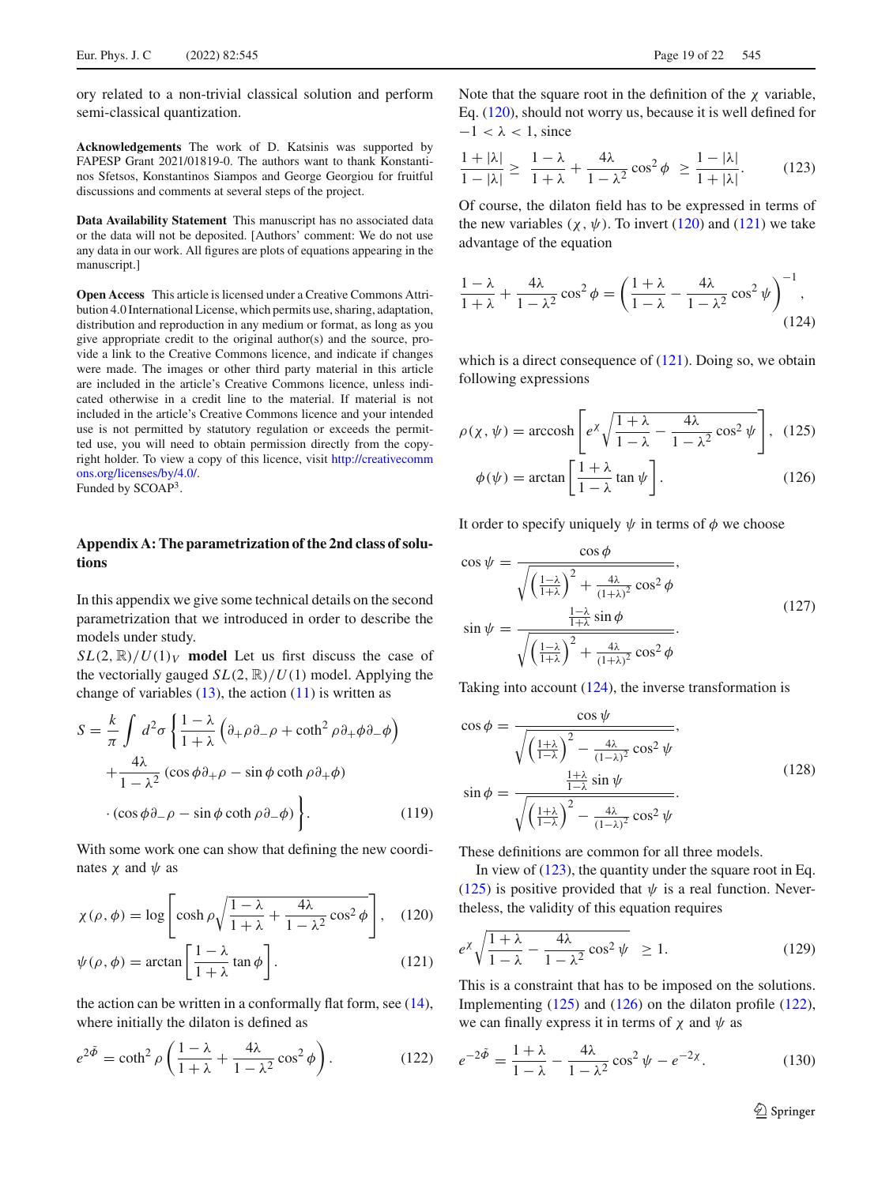ory related to a non-trivial classical solution and perform semi-classical quantization.

**Acknowledgements** The work of D. Katsinis was supported by FAPESP Grant 2021/01819-0. The authors want to thank Konstantinos Sfetsos, Konstantinos Siampos and George Georgiou for fruitful discussions and comments at several steps of the project.

**Data Availability Statement** This manuscript has no associated data or the data will not be deposited. [Authors' comment: We do not use any data in our work. All figures are plots of equations appearing in the manuscript.]

**Open Access** This article is licensed under a Creative Commons Attribution 4.0 International License, which permits use, sharing, adaptation, distribution and reproduction in any medium or format, as long as you give appropriate credit to the original author(s) and the source, provide a link to the Creative Commons licence, and indicate if changes were made. The images or other third party material in this article are included in the article's Creative Commons licence, unless indicated otherwise in a credit line to the material. If material is not included in the article's Creative Commons licence and your intended use is not permitted by statutory regulation or exceeds the permitted use, you will need to obtain permission directly from the copyright holder. To view a copy of this licence, visit http://creativecommons.org/licenses/by/4.0/.
Funded by SCOAP[3].

## Appendix A: The parametrization of the 2nd class of solutions

In this appendix we give some technical details on the second parametrization that we introduced in order to describe the models under study.

**$SL(2,\mathbb{R})/U(1)_V$ model** Let us first discuss the case of the vectorially gauged $SL(2,\mathbb{R})/U(1)$ model. Applying the change of variables (13), the action (11) is written as

$$S = \frac{k}{\pi}\int d^2\sigma \left\{ \frac{1-\lambda}{1+\lambda}\left(\partial_+\rho\partial_-\rho + \coth^2\rho\,\partial_+\phi\partial_-\phi\right) + \frac{4\lambda}{1-\lambda^2}\left(\cos\phi\,\partial_+\rho - \sin\phi\coth\rho\,\partial_+\phi\right) \cdot \left(\cos\phi\,\partial_-\rho - \sin\phi\coth\rho\,\partial_-\phi\right) \right\}. \tag{119}$$

With some work one can show that defining the new coordinates $\chi$ and $\psi$ as

$$\chi(\rho,\phi) = \log\left[\cosh\rho\sqrt{\frac{1-\lambda}{1+\lambda} + \frac{4\lambda}{1-\lambda^2}\cos^2\phi}\right], \tag{120}$$

$$\psi(\rho,\phi) = \arctan\left[\frac{1-\lambda}{1+\lambda}\tan\phi\right]. \tag{121}$$

the action can be written in a conformally flat form, see (14), where initially the dilaton is defined as

$$e^{2\tilde{\Phi}} = \coth^2\rho\left(\frac{1-\lambda}{1+\lambda} + \frac{4\lambda}{1-\lambda^2}\cos^2\phi\right). \tag{122}$$

Note that the square root in the definition of the $\chi$ variable, Eq. (120), should not worry us, because it is well defined for $-1 < \lambda < 1$, since

$$\frac{1+|\lambda|}{1-|\lambda|} \geq \frac{1-\lambda}{1+\lambda} + \frac{4\lambda}{1-\lambda^2}\cos^2\phi \geq \frac{1-|\lambda|}{1+|\lambda|}. \tag{123}$$

Of course, the dilaton field has to be expressed in terms of the new variables $(\chi,\psi)$. To invert (120) and (121) we take advantage of the equation

$$\frac{1-\lambda}{1+\lambda} + \frac{4\lambda}{1-\lambda^2}\cos^2\phi = \left(\frac{1+\lambda}{1-\lambda} - \frac{4\lambda}{1-\lambda^2}\cos^2\psi\right)^{-1}, \tag{124}$$

which is a direct consequence of (121). Doing so, we obtain following expressions

$$\rho(\chi,\psi) = \operatorname{arccosh}\left[e^\chi\sqrt{\frac{1+\lambda}{1-\lambda} - \frac{4\lambda}{1-\lambda^2}\cos^2\psi}\right], \tag{125}$$

$$\phi(\psi) = \arctan\left[\frac{1+\lambda}{1-\lambda}\tan\psi\right]. \tag{126}$$

It order to specify uniquely $\psi$ in terms of $\phi$ we choose

$$\cos\psi = \frac{\cos\phi}{\sqrt{\left(\frac{1-\lambda}{1+\lambda}\right)^2 + \frac{4\lambda}{(1+\lambda)^2}\cos^2\phi}}, \qquad \sin\psi = \frac{\frac{1-\lambda}{1+\lambda}\sin\phi}{\sqrt{\left(\frac{1-\lambda}{1+\lambda}\right)^2 + \frac{4\lambda}{(1+\lambda)^2}\cos^2\phi}}. \tag{127}$$

Taking into account (124), the inverse transformation is

$$\cos\phi = \frac{\cos\psi}{\sqrt{\left(\frac{1+\lambda}{1-\lambda}\right)^2 - \frac{4\lambda}{(1-\lambda)^2}\cos^2\psi}}, \qquad \sin\phi = \frac{\frac{1+\lambda}{1-\lambda}\sin\psi}{\sqrt{\left(\frac{1+\lambda}{1-\lambda}\right)^2 - \frac{4\lambda}{(1-\lambda)^2}\cos^2\psi}}. \tag{128}$$

These definitions are common for all three models.

In view of (123), the quantity under the square root in Eq. (125) is positive provided that $\psi$ is a real function. Nevertheless, the validity of this equation requires

$$e^\chi\sqrt{\frac{1+\lambda}{1-\lambda} - \frac{4\lambda}{1-\lambda^2}\cos^2\psi} \geq 1. \tag{129}$$

This is a constraint that has to be imposed on the solutions. Implementing (125) and (126) on the dilaton profile (122), we can finally express it in terms of $\chi$ and $\psi$ as

$$e^{-2\tilde{\Phi}} = \frac{1+\lambda}{1-\lambda} - \frac{4\lambda}{1-\lambda^2}\cos^2\psi - e^{-2\chi}. \tag{130}$$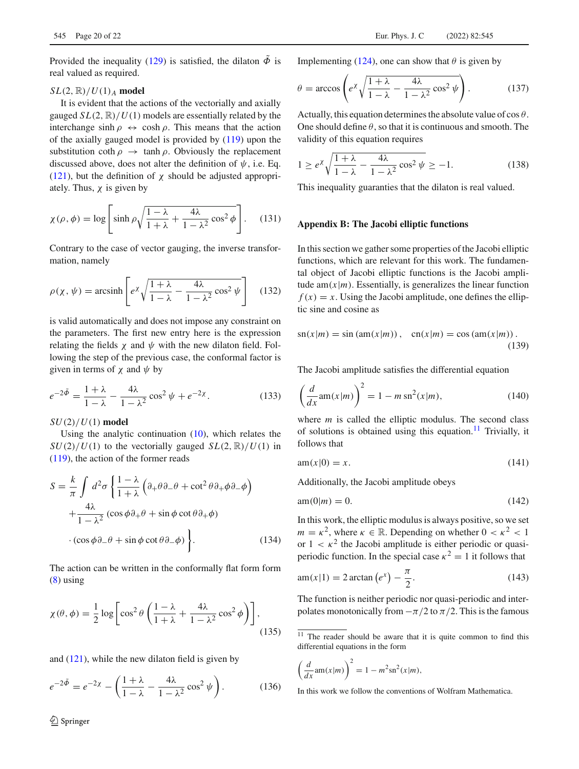Provided the inequality (129) is satisfied, the dilaton $\tilde{\Phi}$ is real valued as required.

**$SL(2,\mathbb{R})/U(1)_A$ model**

It is evident that the actions of the vectorially and axially gauged $SL(2,\mathbb{R})/U(1)$ models are essentially related by the interchange $\sinh\rho \leftrightarrow \cosh\rho$. This means that the action of the axially gauged model is provided by (119) upon the substitution $\coth\rho \to \tanh\rho$. Obviously the replacement discussed above, does not alter the definition of $\psi$, i.e. Eq. (121), but the definition of $\chi$ should be adjusted appropriately. Thus, $\chi$ is given by

$$\chi(\rho,\phi) = \log\left[\sinh\rho\sqrt{\frac{1-\lambda}{1+\lambda}+\frac{4\lambda}{1-\lambda^2}\cos^2\phi}\right]. \tag{131}$$

Contrary to the case of vector gauging, the inverse transformation, namely

$$\rho(\chi,\psi) = \operatorname{arcsinh}\left[e^{\chi}\sqrt{\frac{1+\lambda}{1-\lambda}-\frac{4\lambda}{1-\lambda^2}\cos^2\psi}\right] \tag{132}$$

is valid automatically and does not impose any constraint on the parameters. The first new entry here is the expression relating the fields $\chi$ and $\psi$ with the new dilaton field. Following the step of the previous case, the conformal factor is given in terms of $\chi$ and $\psi$ by

$$e^{-2\tilde{\Phi}} = \frac{1+\lambda}{1-\lambda}-\frac{4\lambda}{1-\lambda^2}\cos^2\psi + e^{-2\chi}. \tag{133}$$

**$SU(2)/U(1)$ model**

Using the analytic continuation (10), which relates the $SU(2)/U(1)$ to the vectorially gauged $SL(2,\mathbb{R})/U(1)$ in (119), the action of the former reads

$$\begin{aligned} S = \frac{k}{\pi}\int d^2\sigma \Bigg\{ &\frac{1-\lambda}{1+\lambda}\left(\partial_+\theta\partial_-\theta + \cot^2\theta\,\partial_+\phi\partial_-\phi\right) \\ &+\frac{4\lambda}{1-\lambda^2}\left(\cos\phi\,\partial_+\theta + \sin\phi\cot\theta\,\partial_+\phi\right) \\ &\cdot\left(\cos\phi\,\partial_-\theta + \sin\phi\cot\theta\,\partial_-\phi\right)\Bigg\}. \end{aligned} \tag{134}$$

The action can be written in the conformally flat form form (8) using

$$\chi(\theta,\phi) = \frac{1}{2}\log\left[\cos^2\theta\left(\frac{1-\lambda}{1+\lambda}+\frac{4\lambda}{1-\lambda^2}\cos^2\phi\right)\right], \tag{135}$$

and (121), while the new dilaton field is given by

$$e^{-2\tilde{\Phi}} = e^{-2\chi} - \left(\frac{1+\lambda}{1-\lambda}-\frac{4\lambda}{1-\lambda^2}\cos^2\psi\right). \tag{136}$$

Implementing (124), one can show that $\theta$ is given by

$$\theta = \arccos\left(e^{\chi}\sqrt{\frac{1+\lambda}{1-\lambda}-\frac{4\lambda}{1-\lambda^2}\cos^2\psi}\right). \tag{137}$$

Actually, this equation determines the absolute value of $\cos\theta$. One should define $\theta$, so that it is continuous and smooth. The validity of this equation requires

$$1 \geq e^{\chi}\sqrt{\frac{1+\lambda}{1-\lambda}-\frac{4\lambda}{1-\lambda^2}\cos^2\psi} \geq -1. \tag{138}$$

This inequality guaranties that the dilaton is real valued.

## Appendix B: The Jacobi elliptic functions

In this section we gather some properties of the Jacobi elliptic functions, which are relevant for this work. The fundamental object of Jacobi elliptic functions is the Jacobi amplitude $\mathrm{am}(x|m)$. Essentially, is generalizes the linear function $f(x)=x$. Using the Jacobi amplitude, one defines the elliptic sine and cosine as

$$\mathrm{sn}(x|m) = \sin\left(\mathrm{am}(x|m)\right), \quad \mathrm{cn}(x|m) = \cos\left(\mathrm{am}(x|m)\right). \tag{139}$$

The Jacobi amplitude satisfies the differential equation

$$\left(\frac{d}{dx}\mathrm{am}(x|m)\right)^2 = 1 - m\,\mathrm{sn}^2(x|m), \tag{140}$$

where $m$ is called the elliptic modulus. The second class of solutions is obtained using this equation.[11] Trivially, it follows that

$$\mathrm{am}(x|0) = x. \tag{141}$$

Additionally, the Jacobi amplitude obeys

$$\mathrm{am}(0|m) = 0. \tag{142}$$

In this work, the elliptic modulus is always positive, so we set $m=\kappa^2$, where $\kappa \in \mathbb{R}$. Depending on whether $0<\kappa^2<1$ or $1<\kappa^2$ the Jacobi amplitude is either periodic or quasi-periodic function. In the special case $\kappa^2=1$ it follows that

$$\mathrm{am}(x|1) = 2\arctan\left(e^x\right) - \frac{\pi}{2}. \tag{143}$$

The function is neither periodic nor quasi-periodic and interpolates monotonically from $-\pi/2$ to $\pi/2$. This is the famous

[11] The reader should be aware that it is quite common to find this differential equations in the form

$$\left(\frac{d}{dx}\mathrm{am}(x|m)\right)^2 = 1 - m^2\mathrm{sn}^2(x|m),$$

In this work we follow the conventions of Wolfram Mathematica.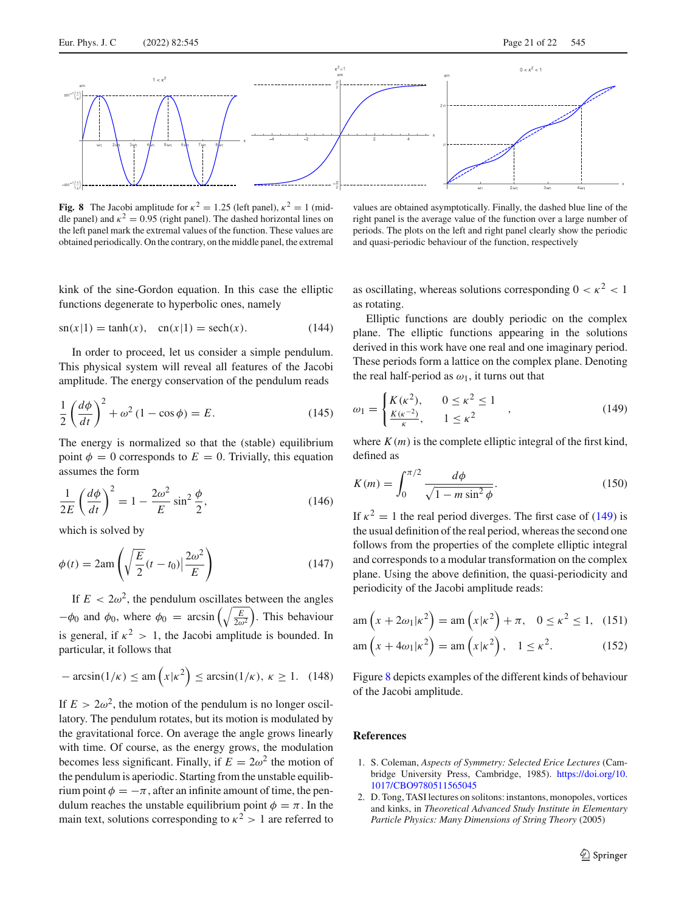Fig. 8 The Jacobi amplitude for $\kappa^2 = 1.25$ (left panel), $\kappa^2 = 1$ (middle panel) and $\kappa^2 = 0.95$ (right panel). The dashed horizontal lines on the left panel mark the extremal values of the function. These values are obtained periodically. On the contrary, on the middle panel, the extremal values are obtained asymptotically. Finally, the dashed blue line of the right panel is the average value of the function over a large number of periods. The plots on the left and right panel clearly show the periodic and quasi-periodic behaviour of the function, respectively

kink of the sine-Gordon equation. In this case the elliptic functions degenerate to hyperbolic ones, namely

$$\mathrm{sn}(x|1) = \tanh(x), \quad \mathrm{cn}(x|1) = \mathrm{sech}(x). \tag{144}$$

In order to proceed, let us consider a simple pendulum. This physical system will reveal all features of the Jacobi amplitude. The energy conservation of the pendulum reads

$$\frac{1}{2}\left(\frac{d\phi}{dt}\right)^2 + \omega^2 (1 - \cos\phi) = E. \tag{145}$$

The energy is normalized so that the (stable) equilibrium point $\phi = 0$ corresponds to $E = 0$. Trivially, this equation assumes the form

$$\frac{1}{2E}\left(\frac{d\phi}{dt}\right)^2 = 1 - \frac{2\omega^2}{E}\sin^2\frac{\phi}{2}, \tag{146}$$

which is solved by

$$\phi(t) = 2\,\mathrm{am}\left(\sqrt{\frac{E}{2}}(t - t_0)\Big|\frac{2\omega^2}{E}\right) \tag{147}$$

If $E < 2\omega^2$, the pendulum oscillates between the angles $-\phi_0$ and $\phi_0$, where $\phi_0 = \arcsin\left(\sqrt{\frac{E}{2\omega^2}}\right)$. This behaviour is general, if $\kappa^2 > 1$, the Jacobi amplitude is bounded. In particular, it follows that

$$-\arcsin(1/\kappa) \le \mathrm{am}\left(x|\kappa^2\right) \le \arcsin(1/\kappa),\ \kappa \ge 1. \tag{148}$$

If $E > 2\omega^2$, the motion of the pendulum is no longer oscillatory. The pendulum rotates, but its motion is modulated by the gravitational force. On average the angle grows linearly with time. Of course, as the energy grows, the modulation becomes less significant. Finally, if $E = 2\omega^2$ the motion of the pendulum is aperiodic. Starting from the unstable equilibrium point $\phi = -\pi$, after an infinite amount of time, the pendulum reaches the unstable equilibrium point $\phi = \pi$. In the main text, solutions corresponding to $\kappa^2 > 1$ are referred to as oscillating, whereas solutions corresponding $0 < \kappa^2 < 1$ as rotating.

Elliptic functions are doubly periodic on the complex plane. The elliptic functions appearing in the solutions derived in this work have one real and one imaginary period. These periods form a lattice on the complex plane. Denoting the real half-period as $\omega_1$, it turns out that

$$\omega_1 = \begin{cases} K(\kappa^2), & 0 \le \kappa^2 \le 1 \\ \frac{K(\kappa^{-2})}{\kappa}, & 1 \le \kappa^2 \end{cases}, \tag{149}$$

where $K(m)$ is the complete elliptic integral of the first kind, defined as

$$K(m) = \int_0^{\pi/2} \frac{d\phi}{\sqrt{1 - m\sin^2\phi}}. \tag{150}$$

If $\kappa^2 = 1$ the real period diverges. The first case of (149) is the usual definition of the real period, whereas the second one follows from the properties of the complete elliptic integral and corresponds to a modular transformation on the complex plane. Using the above definition, the quasi-periodicity and periodicity of the Jacobi amplitude reads:

$$\mathrm{am}\left(x + 2\omega_1|\kappa^2\right) = \mathrm{am}\left(x|\kappa^2\right) + \pi, \quad 0 \le \kappa^2 \le 1, \tag{151}$$

$$\mathrm{am}\left(x + 4\omega_1|\kappa^2\right) = \mathrm{am}\left(x|\kappa^2\right), \quad 1 \le \kappa^2. \tag{152}$$

Figure 8 depicts examples of the different kinds of behaviour of the Jacobi amplitude.

## References

1. S. Coleman, *Aspects of Symmetry: Selected Erice Lectures* (Cambridge University Press, Cambridge, 1985). https://doi.org/10.1017/CBO9780511565045
2. D. Tong, TASI lectures on solitons: instantons, monopoles, vortices and kinks, in *Theoretical Advanced Study Institute in Elementary Particle Physics: Many Dimensions of String Theory* (2005)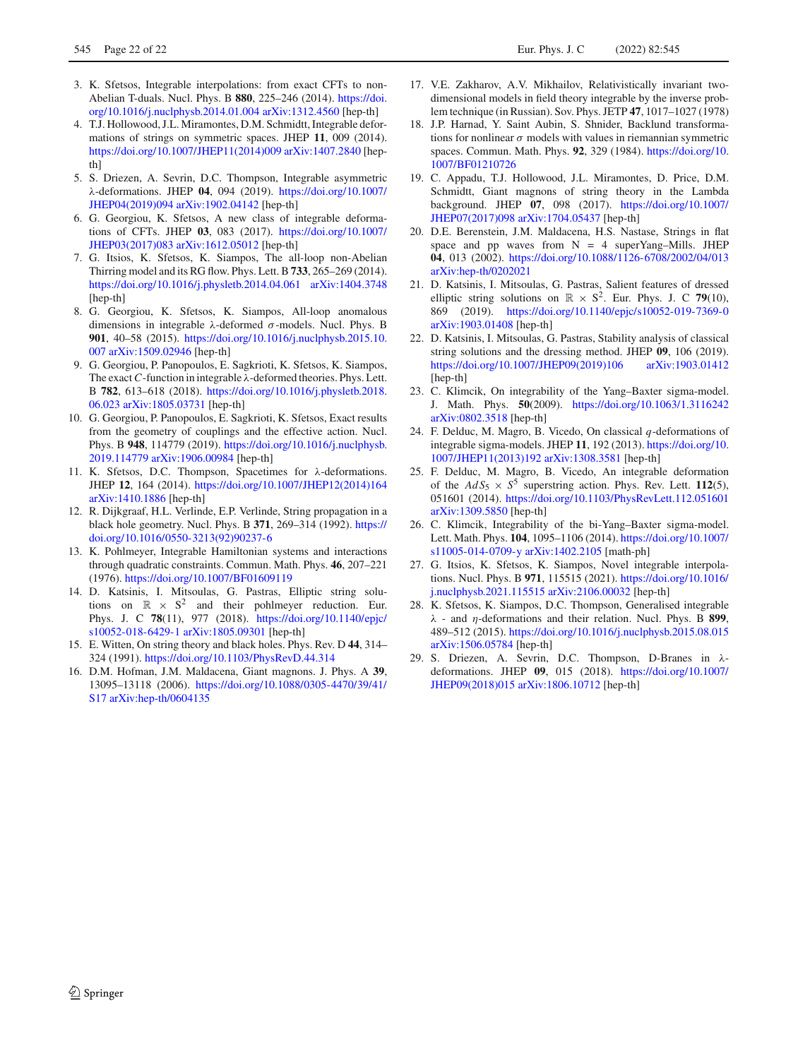3. K. Sfetsos, Integrable interpolations: from exact CFTs to non-Abelian T-duals. Nucl. Phys. B **880**, 225–246 (2014). https://doi.org/10.1016/j.nuclphysb.2014.01.004 arXiv:1312.4560 [hep-th]
4. T.J. Hollowood, J.L. Miramontes, D.M. Schmidtt, Integrable deformations of strings on symmetric spaces. JHEP **11**, 009 (2014). https://doi.org/10.1007/JHEP11(2014)009 arXiv:1407.2840 [hep-th]
5. S. Driezen, A. Sevrin, D.C. Thompson, Integrable asymmetric λ-deformations. JHEP **04**, 094 (2019). https://doi.org/10.1007/JHEP04(2019)094 arXiv:1902.04142 [hep-th]
6. G. Georgiou, K. Sfetsos, A new class of integrable deformations of CFTs. JHEP **03**, 083 (2017). https://doi.org/10.1007/JHEP03(2017)083 arXiv:1612.05012 [hep-th]
7. G. Itsios, K. Sfetsos, K. Siampos, The all-loop non-Abelian Thirring model and its RG flow. Phys. Lett. B **733**, 265–269 (2014). https://doi.org/10.1016/j.physletb.2014.04.061 arXiv:1404.3748 [hep-th]
8. G. Georgiou, K. Sfetsos, K. Siampos, All-loop anomalous dimensions in integrable λ-deformed σ-models. Nucl. Phys. B **901**, 40–58 (2015). https://doi.org/10.1016/j.nuclphysb.2015.10.007 arXiv:1509.02946 [hep-th]
9. G. Georgiou, P. Panopoulos, E. Sagkrioti, K. Sfetsos, K. Siampos, The exact C-function in integrable λ-deformed theories. Phys. Lett. B **782**, 613–618 (2018). https://doi.org/10.1016/j.physletb.2018.06.023 arXiv:1805.03731 [hep-th]
10. G. Georgiou, P. Panopoulos, E. Sagkrioti, K. Sfetsos, Exact results from the geometry of couplings and the effective action. Nucl. Phys. B **948**, 114779 (2019). https://doi.org/10.1016/j.nuclphysb.2019.114779 arXiv:1906.00984 [hep-th]
11. K. Sfetsos, D.C. Thompson, Spacetimes for λ-deformations. JHEP **12**, 164 (2014). https://doi.org/10.1007/JHEP12(2014)164 arXiv:1410.1886 [hep-th]
12. R. Dijkgraaf, H.L. Verlinde, E.P. Verlinde, String propagation in a black hole geometry. Nucl. Phys. B **371**, 269–314 (1992). https://doi.org/10.1016/0550-3213(92)90237-6
13. K. Pohlmeyer, Integrable Hamiltonian systems and interactions through quadratic constraints. Commun. Math. Phys. **46**, 207–221 (1976). https://doi.org/10.1007/BF01609119
14. D. Katsinis, I. Mitsoulas, G. Pastras, Elliptic string solutions on $\mathbb{R} \times S^2$ and their pohlmeyer reduction. Eur. Phys. J. C **78**(11), 977 (2018). https://doi.org/10.1140/epjc/s10052-018-6429-1 arXiv:1805.09301 [hep-th]
15. E. Witten, On string theory and black holes. Phys. Rev. D **44**, 314–324 (1991). https://doi.org/10.1103/PhysRevD.44.314
16. D.M. Hofman, J.M. Maldacena, Giant magnons. J. Phys. A **39**, 13095–13118 (2006). https://doi.org/10.1088/0305-4470/39/41/S17 arXiv:hep-th/0604135
17. V.E. Zakharov, A.V. Mikhailov, Relativistically invariant two-dimensional models in field theory integrable by the inverse problem technique (in Russian). Sov. Phys. JETP **47**, 1017–1027 (1978)
18. J.P. Harnad, Y. Saint Aubin, S. Shnider, Backlund transformations for nonlinear σ models with values in riemannian symmetric spaces. Commun. Math. Phys. **92**, 329 (1984). https://doi.org/10.1007/BF01210726
19. C. Appadu, T.J. Hollowood, J.L. Miramontes, D. Price, D.M. Schmidtt, Giant magnons of string theory in the Lambda background. JHEP **07**, 098 (2017). https://doi.org/10.1007/JHEP07(2017)098 arXiv:1704.05437 [hep-th]
20. D.E. Berenstein, J.M. Maldacena, H.S. Nastase, Strings in flat space and pp waves from N = 4 superYang–Mills. JHEP **04**, 013 (2002). https://doi.org/10.1088/1126-6708/2002/04/013 arXiv:hep-th/0202021
21. D. Katsinis, I. Mitsoulas, G. Pastras, Salient features of dressed elliptic string solutions on $\mathbb{R} \times S^2$. Eur. Phys. J. C **79**(10), 869 (2019). https://doi.org/10.1140/epjc/s10052-019-7369-0 arXiv:1903.01408 [hep-th]
22. D. Katsinis, I. Mitsoulas, G. Pastras, Stability analysis of classical string solutions and the dressing method. JHEP **09**, 106 (2019). https://doi.org/10.1007/JHEP09(2019)106 arXiv:1903.01412 [hep-th]
23. C. Klimcik, On integrability of the Yang–Baxter sigma-model. J. Math. Phys. **50**(2009). https://doi.org/10.1063/1.3116242 arXiv:0802.3518 [hep-th]
24. F. Delduc, M. Magro, B. Vicedo, On classical $q$-deformations of integrable sigma-models. JHEP **11**, 192 (2013). https://doi.org/10.1007/JHEP11(2013)192 arXiv:1308.3581 [hep-th]
25. F. Delduc, M. Magro, B. Vicedo, An integrable deformation of the $AdS_5 \times S^5$ superstring action. Phys. Rev. Lett. **112**(5), 051601 (2014). https://doi.org/10.1103/PhysRevLett.112.051601 arXiv:1309.5850 [hep-th]
26. C. Klimcik, Integrability of the bi-Yang–Baxter sigma-model. Lett. Math. Phys. **104**, 1095–1106 (2014). https://doi.org/10.1007/s11005-014-0709-y arXiv:1402.2105 [math-ph]
27. G. Itsios, K. Sfetsos, K. Siampos, Novel integrable interpolations. Nucl. Phys. B **971**, 115515 (2021). https://doi.org/10.1016/j.nuclphysb.2021.115515 arXiv:2106.00032 [hep-th]
28. K. Sfetsos, K. Siampos, D.C. Thompson, Generalised integrable λ - and η-deformations and their relation. Nucl. Phys. B **899**, 489–512 (2015). https://doi.org/10.1016/j.nuclphysb.2015.08.015 arXiv:1506.05784 [hep-th]
29. S. Driezen, A. Sevrin, D.C. Thompson, D-Branes in λ-deformations. JHEP **09**, 015 (2018). https://doi.org/10.1007/JHEP09(2018)015 arXiv:1806.10712 [hep-th]